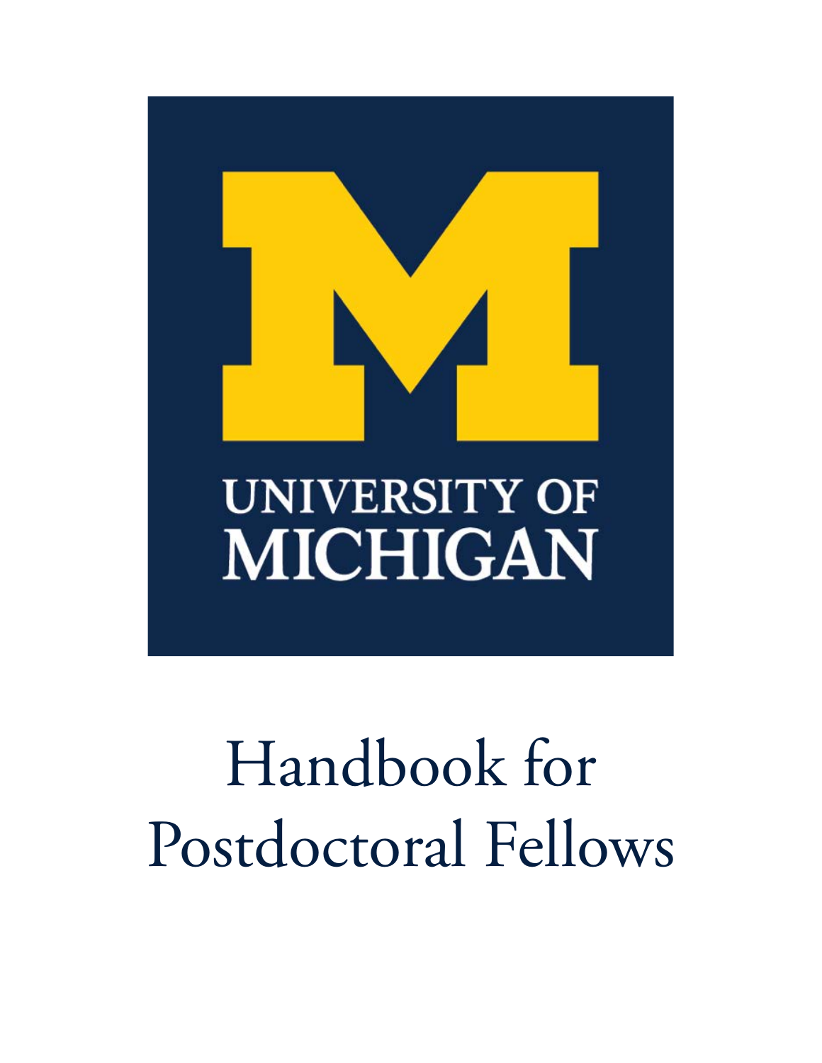UNIVERSITY OF MICHIGAN

# Handbook for Postdoctoral Fellows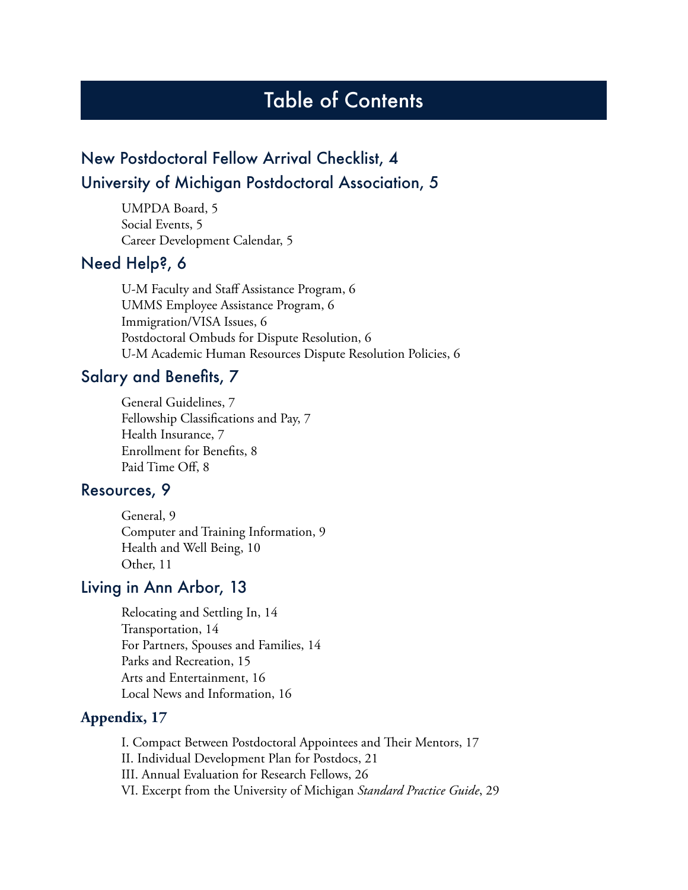# Table of Contents

## New Postdoctoral Fellow Arrival Checklist, 4

## University of Michigan Postdoctoral Association, 5

UMPDA Board, 5
Social Events, 5
Career Development Calendar, 5

## Need Help?, 6

U-M Faculty and Staff Assistance Program, 6
UMMS Employee Assistance Program, 6
Immigration/VISA Issues, 6
Postdoctoral Ombuds for Dispute Resolution, 6
U-M Academic Human Resources Dispute Resolution Policies, 6

## Salary and Benefits, 7

General Guidelines, 7
Fellowship Classifications and Pay, 7
Health Insurance, 7
Enrollment for Benefits, 8
Paid Time Off, 8

## Resources, 9

General, 9
Computer and Training Information, 9
Health and Well Being, 10
Other, 11

## Living in Ann Arbor, 13

Relocating and Settling In, 14
Transportation, 14
For Partners, Spouses and Families, 14
Parks and Recreation, 15
Arts and Entertainment, 16
Local News and Information, 16

## **Appendix, 17**

I. Compact Between Postdoctoral Appointees and Their Mentors, 17
II. Individual Development Plan for Postdocs, 21
III. Annual Evaluation for Research Fellows, 26
VI. Excerpt from the University of Michigan *Standard Practice Guide*, 29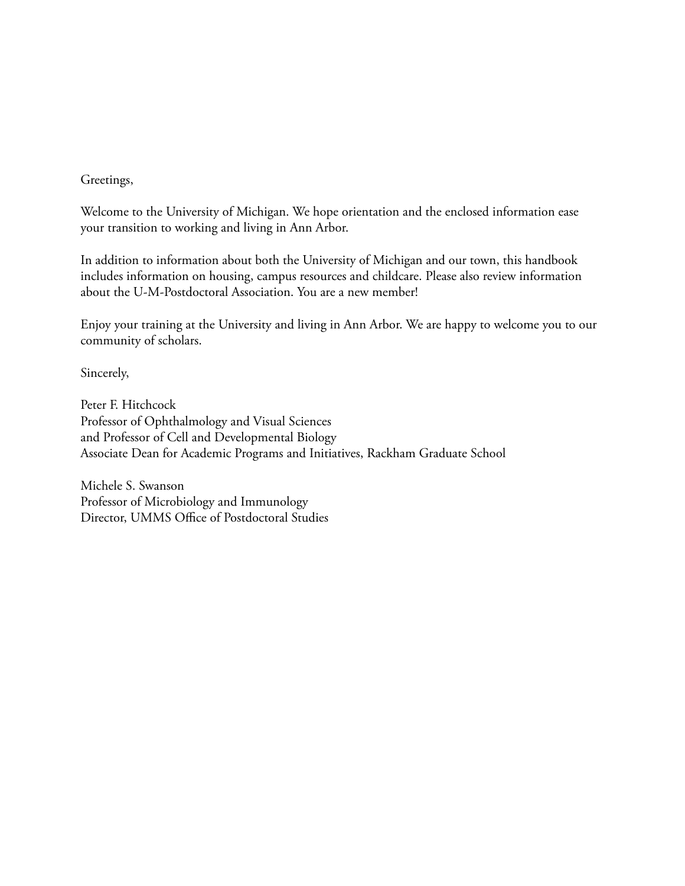Greetings,

Welcome to the University of Michigan. We hope orientation and the enclosed information ease your transition to working and living in Ann Arbor.

In addition to information about both the University of Michigan and our town, this handbook includes information on housing, campus resources and childcare. Please also review information about the U-M-Postdoctoral Association. You are a new member!

Enjoy your training at the University and living in Ann Arbor. We are happy to welcome you to our community of scholars.

Sincerely,

Peter F. Hitchcock  
Professor of Ophthalmology and Visual Sciences  
and Professor of Cell and Developmental Biology  
Associate Dean for Academic Programs and Initiatives, Rackham Graduate School

Michele S. Swanson  
Professor of Microbiology and Immunology  
Director, UMMS Office of Postdoctoral Studies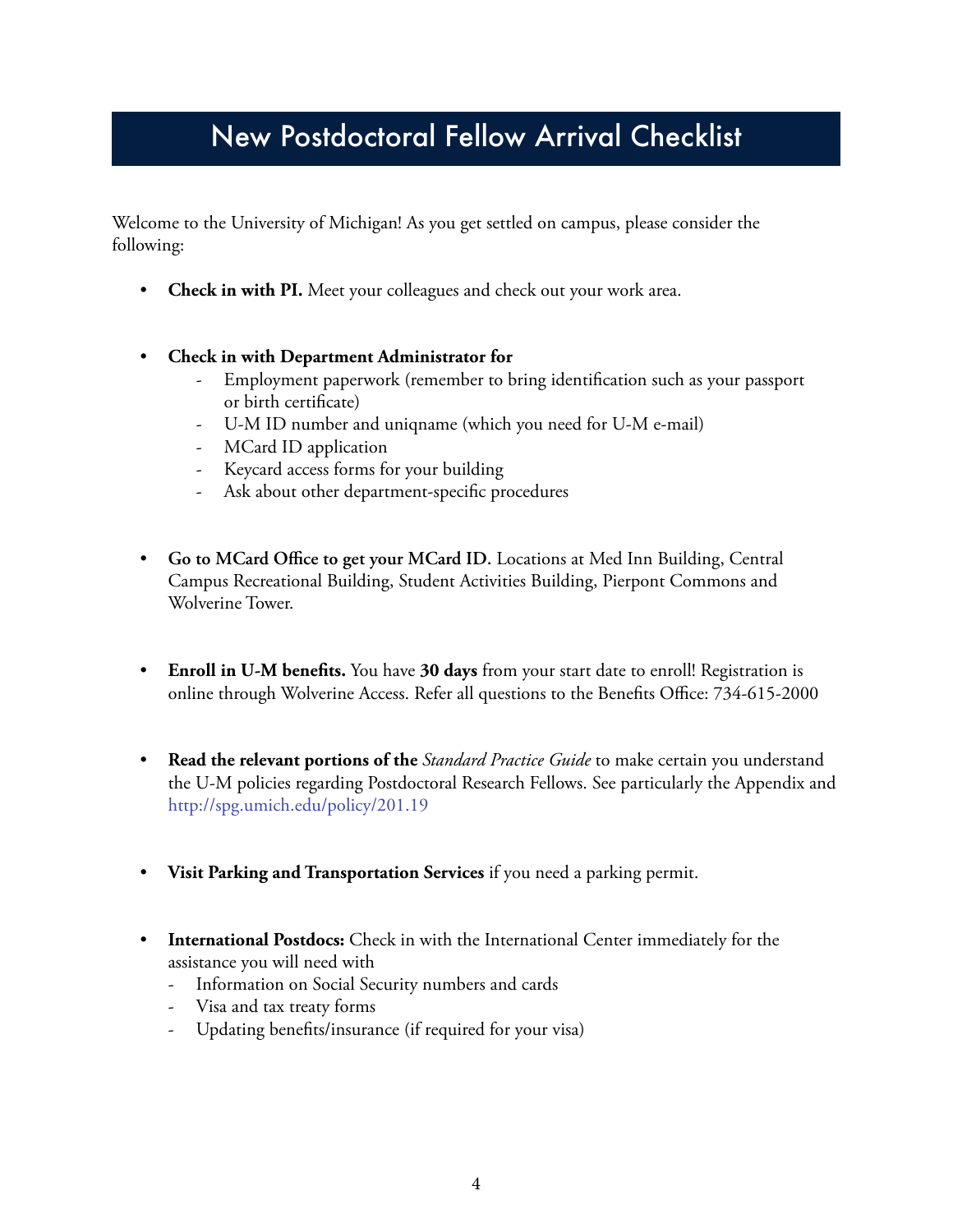# New Postdoctoral Fellow Arrival Checklist

Welcome to the University of Michigan! As you get settled on campus, please consider the following:

- **Check in with PI.** Meet your colleagues and check out your work area.

- **Check in with Department Administrator for**
  - Employment paperwork (remember to bring identification such as your passport or birth certificate)
  - U-M ID number and uniqname (which you need for U-M e-mail)
  - MCard ID application
  - Keycard access forms for your building
  - Ask about other department-specific procedures

- **Go to MCard Office to get your MCard ID.** Locations at Med Inn Building, Central Campus Recreational Building, Student Activities Building, Pierpont Commons and Wolverine Tower.

- **Enroll in U-M benefits.** You have **30 days** from your start date to enroll! Registration is online through Wolverine Access. Refer all questions to the Benefits Office: 734-615-2000

- **Read the relevant portions of the** *Standard Practice Guide* to make certain you understand the U-M policies regarding Postdoctoral Research Fellows. See particularly the Appendix and http://spg.umich.edu/policy/201.19

- **Visit Parking and Transportation Services** if you need a parking permit.

- **International Postdocs:** Check in with the International Center immediately for the assistance you will need with
  - Information on Social Security numbers and cards
  - Visa and tax treaty forms
  - Updating benefits/insurance (if required for your visa)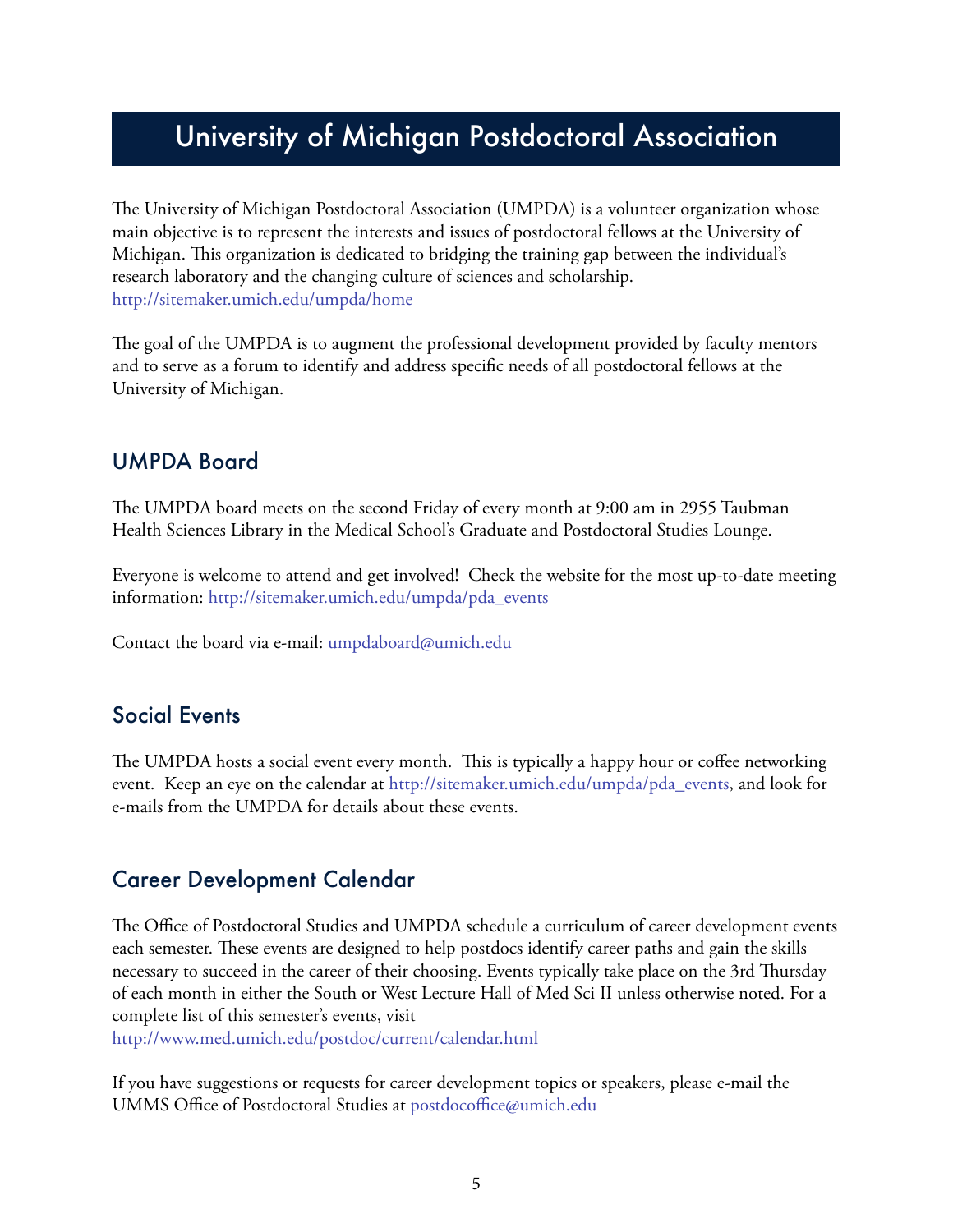# University of Michigan Postdoctoral Association

The University of Michigan Postdoctoral Association (UMPDA) is a volunteer organization whose main objective is to represent the interests and issues of postdoctoral fellows at the University of Michigan. This organization is dedicated to bridging the training gap between the individual's research laboratory and the changing culture of sciences and scholarship.
http://sitemaker.umich.edu/umpda/home

The goal of the UMPDA is to augment the professional development provided by faculty mentors and to serve as a forum to identify and address specific needs of all postdoctoral fellows at the University of Michigan.

## UMPDA Board

The UMPDA board meets on the second Friday of every month at 9:00 am in 2955 Taubman Health Sciences Library in the Medical School's Graduate and Postdoctoral Studies Lounge.

Everyone is welcome to attend and get involved! Check the website for the most up-to-date meeting information: http://sitemaker.umich.edu/umpda/pda_events

Contact the board via e-mail: umpdaboard@umich.edu

## Social Events

The UMPDA hosts a social event every month. This is typically a happy hour or coffee networking event. Keep an eye on the calendar at http://sitemaker.umich.edu/umpda/pda_events, and look for e-mails from the UMPDA for details about these events.

## Career Development Calendar

The Office of Postdoctoral Studies and UMPDA schedule a curriculum of career development events each semester. These events are designed to help postdocs identify career paths and gain the skills necessary to succeed in the career of their choosing. Events typically take place on the 3rd Thursday of each month in either the South or West Lecture Hall of Med Sci II unless otherwise noted. For a complete list of this semester's events, visit
http://www.med.umich.edu/postdoc/current/calendar.html

If you have suggestions or requests for career development topics or speakers, please e-mail the UMMS Office of Postdoctoral Studies at postdocoffice@umich.edu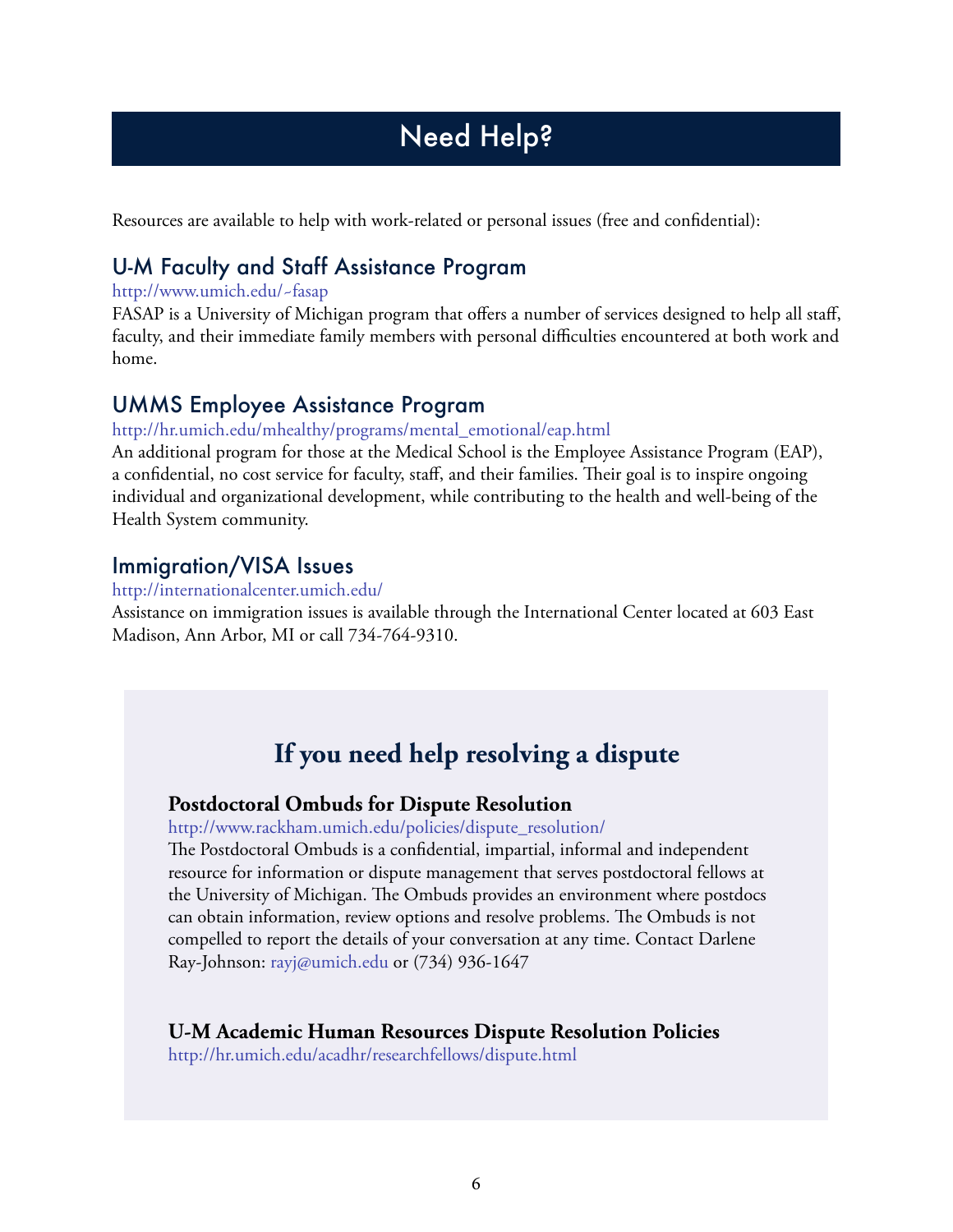# Need Help?

Resources are available to help with work-related or personal issues (free and confidential):

## U-M Faculty and Staff Assistance Program

http://www.umich.edu/~fasap

FASAP is a University of Michigan program that offers a number of services designed to help all staff, faculty, and their immediate family members with personal difficulties encountered at both work and home.

## UMMS Employee Assistance Program

http://hr.umich.edu/mhealthy/programs/mental_emotional/eap.html

An additional program for those at the Medical School is the Employee Assistance Program (EAP), a confidential, no cost service for faculty, staff, and their families. Their goal is to inspire ongoing individual and organizational development, while contributing to the health and well-being of the Health System community.

## Immigration/VISA Issues

http://internationalcenter.umich.edu/

Assistance on immigration issues is available through the International Center located at 603 East Madison, Ann Arbor, MI or call 734-764-9310.

## If you need help resolving a dispute

### Postdoctoral Ombuds for Dispute Resolution

http://www.rackham.umich.edu/policies/dispute_resolution/

The Postdoctoral Ombuds is a confidential, impartial, informal and independent resource for information or dispute management that serves postdoctoral fellows at the University of Michigan. The Ombuds provides an environment where postdocs can obtain information, review options and resolve problems. The Ombuds is not compelled to report the details of your conversation at any time. Contact Darlene Ray-Johnson: rayj@umich.edu or (734) 936-1647

### U-M Academic Human Resources Dispute Resolution Policies

http://hr.umich.edu/acadhr/researchfellows/dispute.html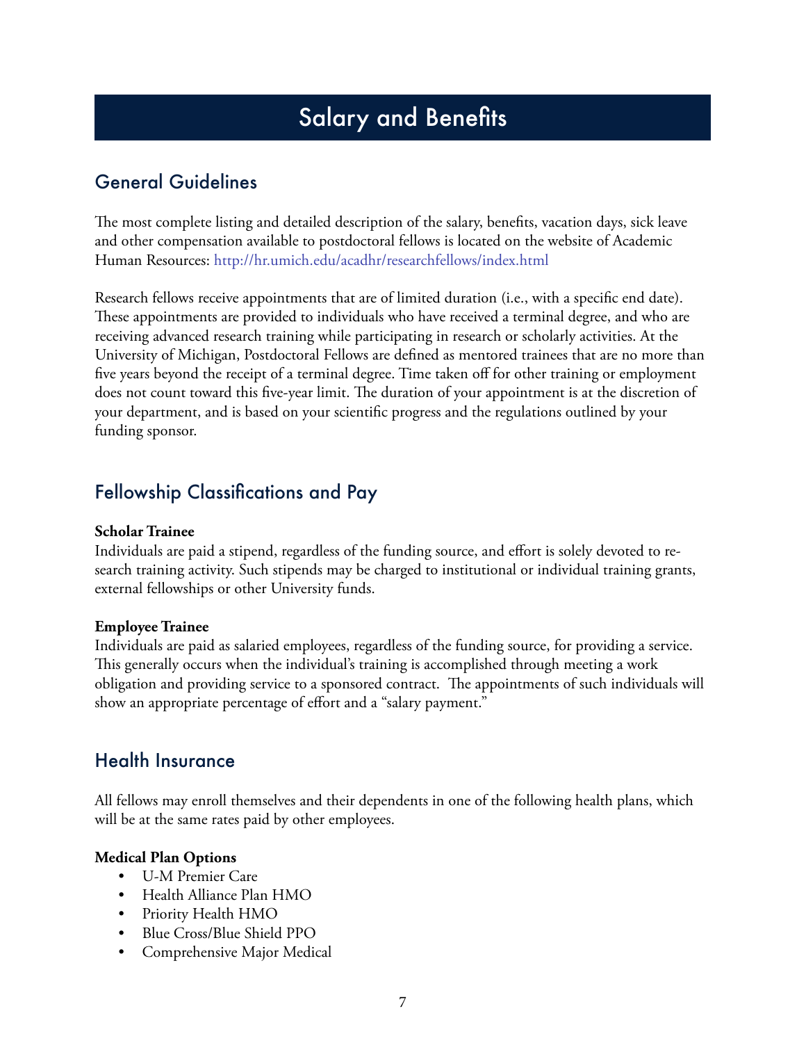# Salary and Benefits

## General Guidelines

The most complete listing and detailed description of the salary, benefits, vacation days, sick leave and other compensation available to postdoctoral fellows is located on the website of Academic Human Resources: http://hr.umich.edu/acadhr/researchfellows/index.html

Research fellows receive appointments that are of limited duration (i.e., with a specific end date). These appointments are provided to individuals who have received a terminal degree, and who are receiving advanced research training while participating in research or scholarly activities. At the University of Michigan, Postdoctoral Fellows are defined as mentored trainees that are no more than five years beyond the receipt of a terminal degree. Time taken off for other training or employment does not count toward this five-year limit. The duration of your appointment is at the discretion of your department, and is based on your scientific progress and the regulations outlined by your funding sponsor.

## Fellowship Classifications and Pay

**Scholar Trainee**
Individuals are paid a stipend, regardless of the funding source, and effort is solely devoted to research training activity. Such stipends may be charged to institutional or individual training grants, external fellowships or other University funds.

**Employee Trainee**
Individuals are paid as salaried employees, regardless of the funding source, for providing a service. This generally occurs when the individual's training is accomplished through meeting a work obligation and providing service to a sponsored contract. The appointments of such individuals will show an appropriate percentage of effort and a "salary payment."

## Health Insurance

All fellows may enroll themselves and their dependents in one of the following health plans, which will be at the same rates paid by other employees.

**Medical Plan Options**

- U-M Premier Care
- Health Alliance Plan HMO
- Priority Health HMO
- Blue Cross/Blue Shield PPO
- Comprehensive Major Medical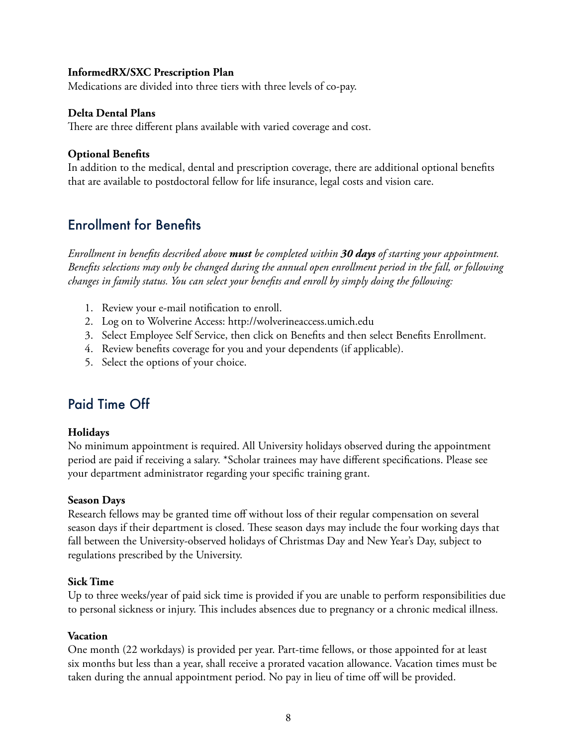**InformedRX/SXC Prescription Plan**
Medications are divided into three tiers with three levels of co-pay.

**Delta Dental Plans**
There are three different plans available with varied coverage and cost.

**Optional Benefits**
In addition to the medical, dental and prescription coverage, there are additional optional benefits that are available to postdoctoral fellow for life insurance, legal costs and vision care.

## Enrollment for Benefits

*Enrollment in benefits described above* ***must*** *be completed within* ***30 days*** *of starting your appointment. Benefits selections may only be changed during the annual open enrollment period in the fall, or following changes in family status. You can select your benefits and enroll by simply doing the following:*

1. Review your e-mail notification to enroll.
2. Log on to Wolverine Access: http://wolverineaccess.umich.edu
3. Select Employee Self Service, then click on Benefits and then select Benefits Enrollment.
4. Review benefits coverage for you and your dependents (if applicable).
5. Select the options of your choice.

## Paid Time Off

**Holidays**
No minimum appointment is required. All University holidays observed during the appointment period are paid if receiving a salary. *Scholar trainees may have different specifications. Please see your department administrator regarding your specific training grant.

**Season Days**
Research fellows may be granted time off without loss of their regular compensation on several season days if their department is closed. These season days may include the four working days that fall between the University-observed holidays of Christmas Day and New Year's Day, subject to regulations prescribed by the University.

**Sick Time**
Up to three weeks/year of paid sick time is provided if you are unable to perform responsibilities due to personal sickness or injury. This includes absences due to pregnancy or a chronic medical illness.

**Vacation**
One month (22 workdays) is provided per year. Part-time fellows, or those appointed for at least six months but less than a year, shall receive a prorated vacation allowance. Vacation times must be taken during the annual appointment period. No pay in lieu of time off will be provided.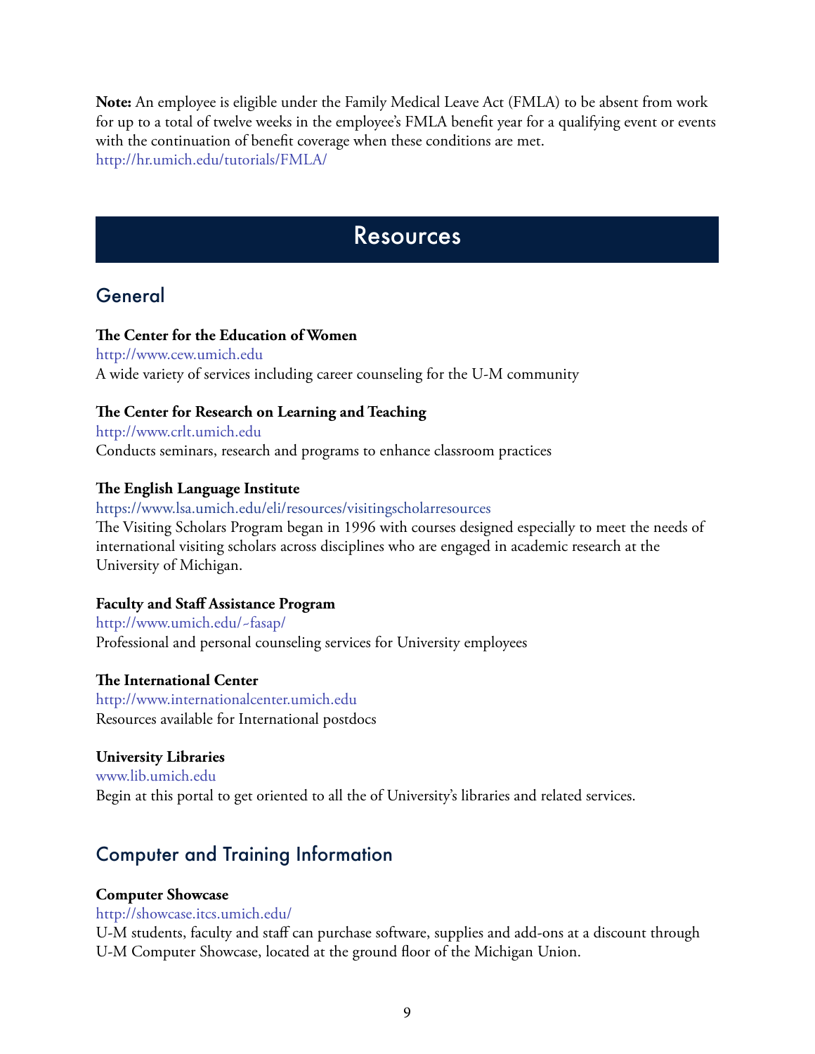**Note:** An employee is eligible under the Family Medical Leave Act (FMLA) to be absent from work for up to a total of twelve weeks in the employee's FMLA benefit year for a qualifying event or events with the continuation of benefit coverage when these conditions are met.
http://hr.umich.edu/tutorials/FMLA/

# Resources

## General

**The Center for the Education of Women**
http://www.cew.umich.edu
A wide variety of services including career counseling for the U-M community

**The Center for Research on Learning and Teaching**
http://www.crlt.umich.edu
Conducts seminars, research and programs to enhance classroom practices

**The English Language Institute**
https://www.lsa.umich.edu/eli/resources/visitingscholarresources
The Visiting Scholars Program began in 1996 with courses designed especially to meet the needs of international visiting scholars across disciplines who are engaged in academic research at the University of Michigan.

**Faculty and Staff Assistance Program**
http://www.umich.edu/~fasap/
Professional and personal counseling services for University employees

**The International Center**
http://www.internationalcenter.umich.edu
Resources available for International postdocs

**University Libraries**
www.lib.umich.edu
Begin at this portal to get oriented to all the of University's libraries and related services.

## Computer and Training Information

**Computer Showcase**
http://showcase.itcs.umich.edu/
U-M students, faculty and staff can purchase software, supplies and add-ons at a discount through U-M Computer Showcase, located at the ground floor of the Michigan Union.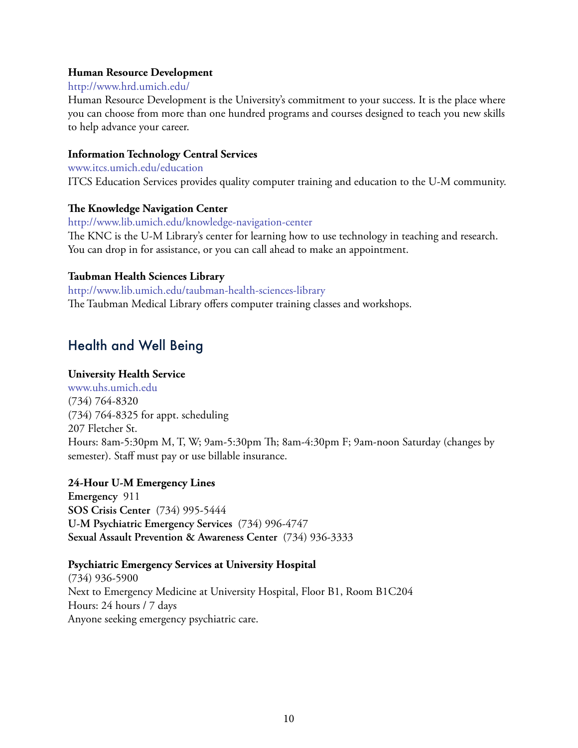**Human Resource Development**

http://www.hrd.umich.edu/

Human Resource Development is the University's commitment to your success. It is the place where you can choose from more than one hundred programs and courses designed to teach you new skills to help advance your career.

**Information Technology Central Services**

www.itcs.umich.edu/education

ITCS Education Services provides quality computer training and education to the U-M community.

**The Knowledge Navigation Center**

http://www.lib.umich.edu/knowledge-navigation-center

The KNC is the U-M Library's center for learning how to use technology in teaching and research. You can drop in for assistance, or you can call ahead to make an appointment.

**Taubman Health Sciences Library**

http://www.lib.umich.edu/taubman-health-sciences-library

The Taubman Medical Library offers computer training classes and workshops.

## Health and Well Being

**University Health Service**

www.uhs.umich.edu

(734) 764-8320

(734) 764-8325 for appt. scheduling

207 Fletcher St.

Hours: 8am-5:30pm M, T, W; 9am-5:30pm Th; 8am-4:30pm F; 9am-noon Saturday (changes by semester). Staff must pay or use billable insurance.

**24-Hour U-M Emergency Lines**

**Emergency** 911

**SOS Crisis Center** (734) 995-5444

**U-M Psychiatric Emergency Services** (734) 996-4747

**Sexual Assault Prevention & Awareness Center** (734) 936-3333

**Psychiatric Emergency Services at University Hospital**

(734) 936-5900

Next to Emergency Medicine at University Hospital, Floor B1, Room B1C204

Hours: 24 hours / 7 days

Anyone seeking emergency psychiatric care.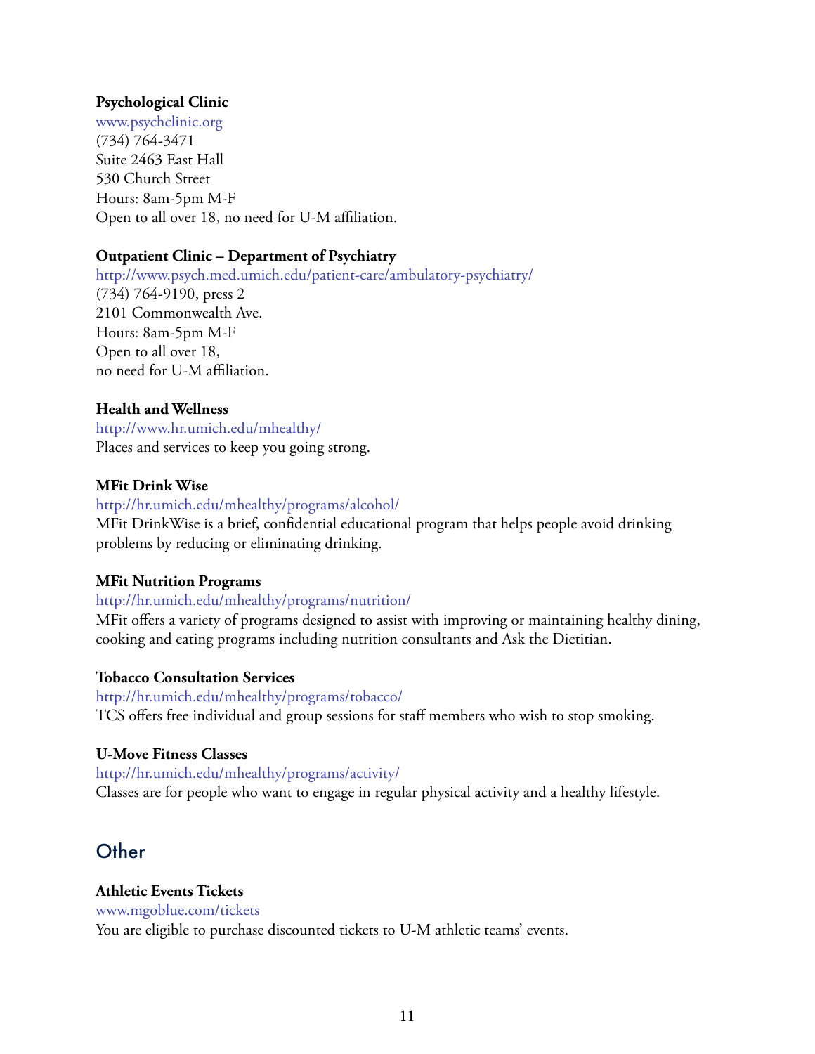**Psychological Clinic**
www.psychclinic.org
(734) 764-3471
Suite 2463 East Hall
530 Church Street
Hours: 8am-5pm M-F
Open to all over 18, no need for U-M affiliation.

**Outpatient Clinic – Department of Psychiatry**
http://www.psych.med.umich.edu/patient-care/ambulatory-psychiatry/
(734) 764-9190, press 2
2101 Commonwealth Ave.
Hours: 8am-5pm M-F
Open to all over 18,
no need for U-M affiliation.

**Health and Wellness**
http://www.hr.umich.edu/mhealthy/
Places and services to keep you going strong.

**MFit Drink Wise**
http://hr.umich.edu/mhealthy/programs/alcohol/
MFit DrinkWise is a brief, confidential educational program that helps people avoid drinking problems by reducing or eliminating drinking.

**MFit Nutrition Programs**
http://hr.umich.edu/mhealthy/programs/nutrition/
MFit offers a variety of programs designed to assist with improving or maintaining healthy dining, cooking and eating programs including nutrition consultants and Ask the Dietitian.

**Tobacco Consultation Services**
http://hr.umich.edu/mhealthy/programs/tobacco/
TCS offers free individual and group sessions for staff members who wish to stop smoking.

**U-Move Fitness Classes**
http://hr.umich.edu/mhealthy/programs/activity/
Classes are for people who want to engage in regular physical activity and a healthy lifestyle.

## Other

**Athletic Events Tickets**
www.mgoblue.com/tickets
You are eligible to purchase discounted tickets to U-M athletic teams' events.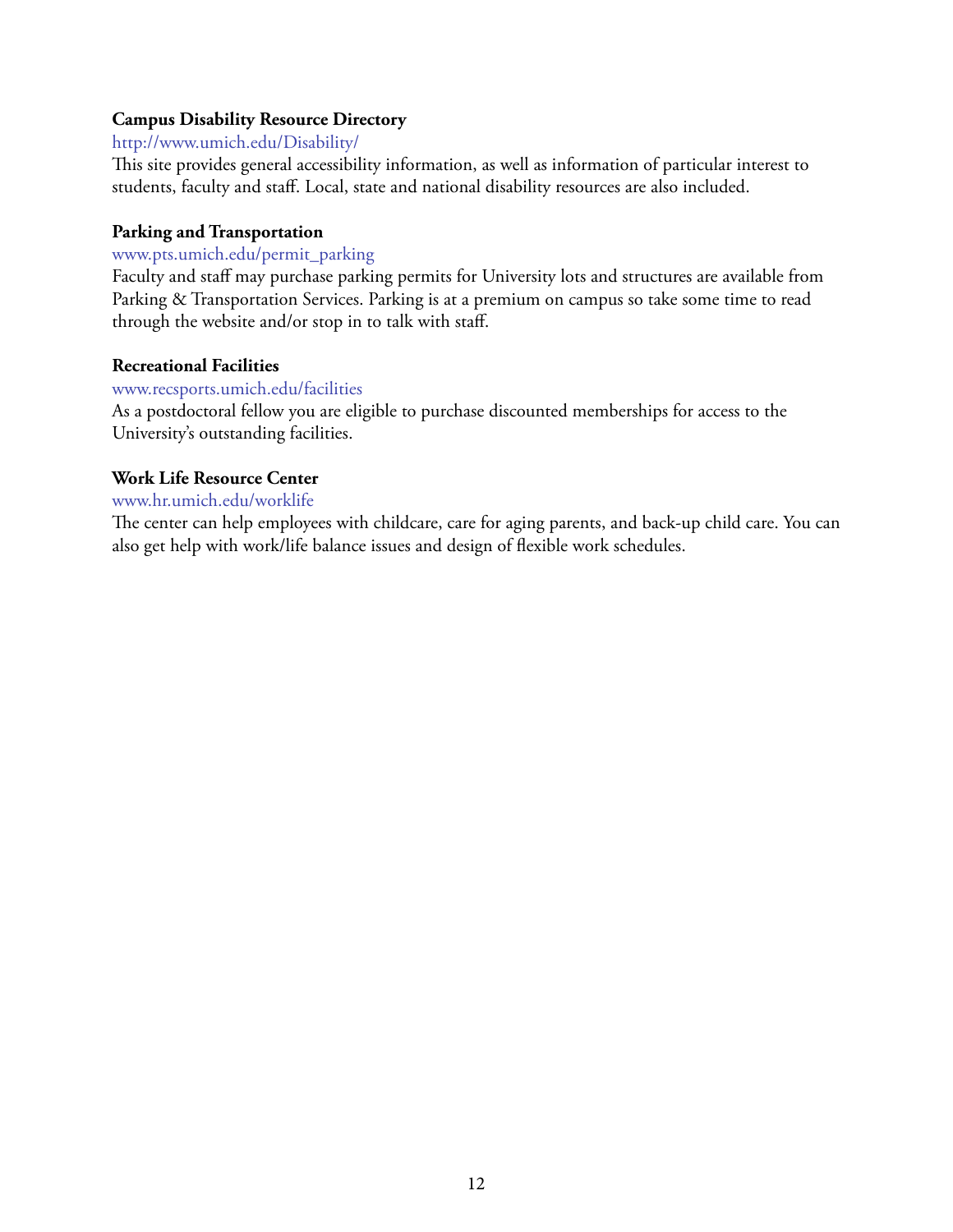**Campus Disability Resource Directory**

http://www.umich.edu/Disability/

This site provides general accessibility information, as well as information of particular interest to students, faculty and staff. Local, state and national disability resources are also included.

**Parking and Transportation**

www.pts.umich.edu/permit_parking

Faculty and staff may purchase parking permits for University lots and structures are available from Parking & Transportation Services. Parking is at a premium on campus so take some time to read through the website and/or stop in to talk with staff.

**Recreational Facilities**

www.recsports.umich.edu/facilities

As a postdoctoral fellow you are eligible to purchase discounted memberships for access to the University's outstanding facilities.

**Work Life Resource Center**

www.hr.umich.edu/worklife

The center can help employees with childcare, care for aging parents, and back-up child care. You can also get help with work/life balance issues and design of flexible work schedules.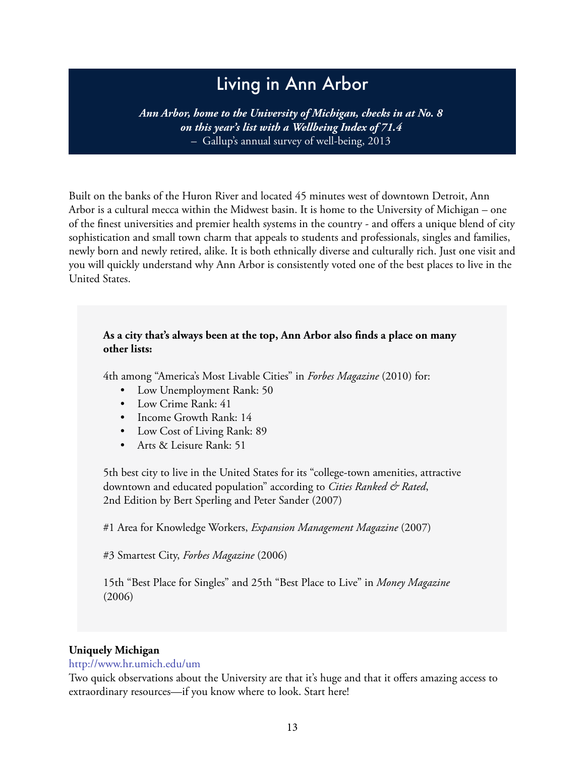# Living in Ann Arbor

***Ann Arbor, home to the University of Michigan, checks in at No. 8 on this year's list with a Wellbeing Index of 71.4***
– Gallup's annual survey of well-being, 2013

Built on the banks of the Huron River and located 45 minutes west of downtown Detroit, Ann Arbor is a cultural mecca within the Midwest basin. It is home to the University of Michigan – one of the finest universities and premier health systems in the country - and offers a unique blend of city sophistication and small town charm that appeals to students and professionals, singles and families, newly born and newly retired, alike. It is both ethnically diverse and culturally rich. Just one visit and you will quickly understand why Ann Arbor is consistently voted one of the best places to live in the United States.

**As a city that's always been at the top, Ann Arbor also finds a place on many other lists:**

4th among "America's Most Livable Cities" in *Forbes Magazine* (2010) for:

- Low Unemployment Rank: 50
- Low Crime Rank: 41
- Income Growth Rank: 14
- Low Cost of Living Rank: 89
- Arts & Leisure Rank: 51

5th best city to live in the United States for its "college-town amenities, attractive downtown and educated population" according to *Cities Ranked & Rated*, 2nd Edition by Bert Sperling and Peter Sander (2007)

#1 Area for Knowledge Workers, *Expansion Management Magazine* (2007)

#3 Smartest City, *Forbes Magazine* (2006)

15th "Best Place for Singles" and 25th "Best Place to Live" in *Money Magazine* (2006)

**Uniquely Michigan**

http://www.hr.umich.edu/um

Two quick observations about the University are that it's huge and that it offers amazing access to extraordinary resources—if you know where to look. Start here!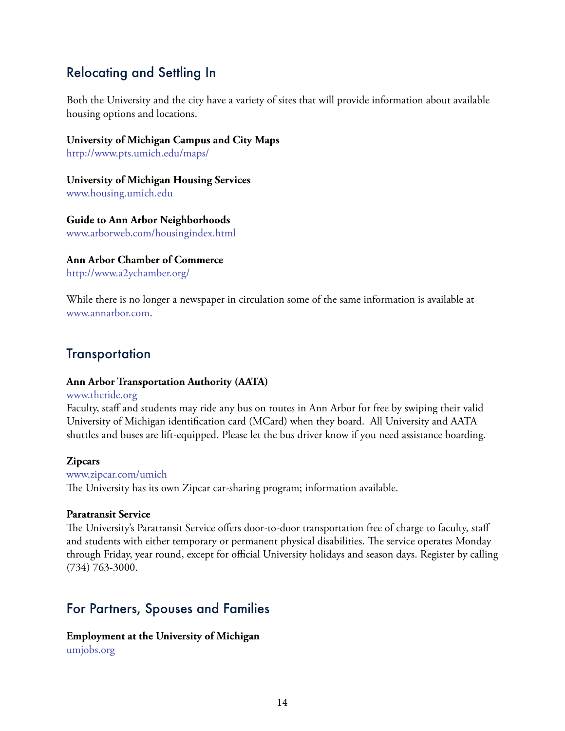## Relocating and Settling In

Both the University and the city have a variety of sites that will provide information about available housing options and locations.

**University of Michigan Campus and City Maps**
http://www.pts.umich.edu/maps/

**University of Michigan Housing Services**
www.housing.umich.edu

**Guide to Ann Arbor Neighborhoods**
www.arborweb.com/housingindex.html

**Ann Arbor Chamber of Commerce**
http://www.a2ychamber.org/

While there is no longer a newspaper in circulation some of the same information is available at www.annarbor.com.

## Transportation

**Ann Arbor Transportation Authority (AATA)**
www.theride.org
Faculty, staff and students may ride any bus on routes in Ann Arbor for free by swiping their valid University of Michigan identification card (MCard) when they board. All University and AATA shuttles and buses are lift-equipped. Please let the bus driver know if you need assistance boarding.

**Zipcars**
www.zipcar.com/umich
The University has its own Zipcar car-sharing program; information available.

**Paratransit Service**
The University's Paratransit Service offers door-to-door transportation free of charge to faculty, staff and students with either temporary or permanent physical disabilities. The service operates Monday through Friday, year round, except for official University holidays and season days. Register by calling (734) 763-3000.

## For Partners, Spouses and Families

**Employment at the University of Michigan**
umjobs.org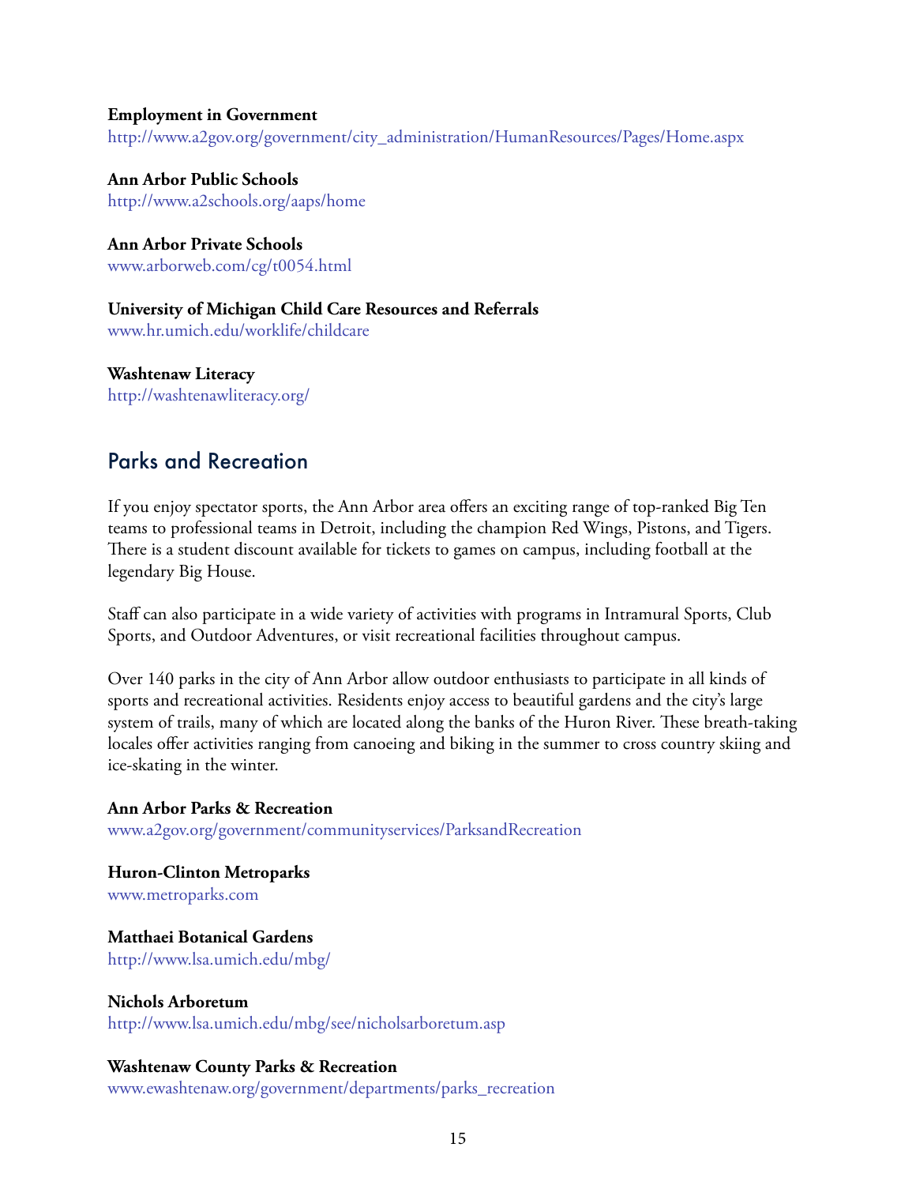**Employment in Government**
http://www.a2gov.org/government/city_administration/HumanResources/Pages/Home.aspx

**Ann Arbor Public Schools**
http://www.a2schools.org/aaps/home

**Ann Arbor Private Schools**
www.arborweb.com/cg/t0054.html

**University of Michigan Child Care Resources and Referrals**
www.hr.umich.edu/worklife/childcare

**Washtenaw Literacy**
http://washtenawliteracy.org/

## Parks and Recreation

If you enjoy spectator sports, the Ann Arbor area offers an exciting range of top-ranked Big Ten teams to professional teams in Detroit, including the champion Red Wings, Pistons, and Tigers. There is a student discount available for tickets to games on campus, including football at the legendary Big House.

Staff can also participate in a wide variety of activities with programs in Intramural Sports, Club Sports, and Outdoor Adventures, or visit recreational facilities throughout campus.

Over 140 parks in the city of Ann Arbor allow outdoor enthusiasts to participate in all kinds of sports and recreational activities. Residents enjoy access to beautiful gardens and the city's large system of trails, many of which are located along the banks of the Huron River. These breath-taking locales offer activities ranging from canoeing and biking in the summer to cross country skiing and ice-skating in the winter.

**Ann Arbor Parks & Recreation**
www.a2gov.org/government/communityservices/ParksandRecreation

**Huron-Clinton Metroparks**
www.metroparks.com

**Matthaei Botanical Gardens**
http://www.lsa.umich.edu/mbg/

**Nichols Arboretum**
http://www.lsa.umich.edu/mbg/see/nicholsarboretum.asp

**Washtenaw County Parks & Recreation**
www.ewashtenaw.org/government/departments/parks_recreation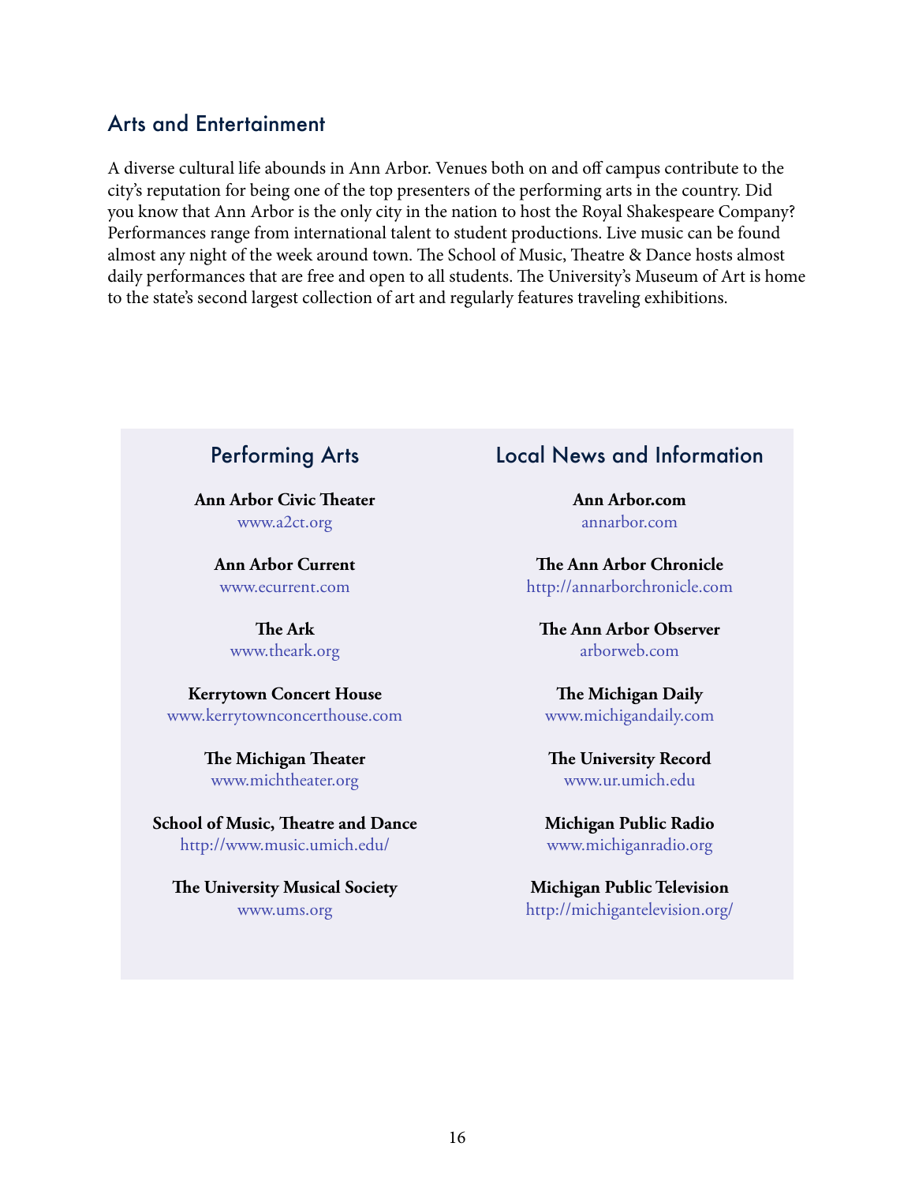## Arts and Entertainment

A diverse cultural life abounds in Ann Arbor. Venues both on and off campus contribute to the city's reputation for being one of the top presenters of the performing arts in the country. Did you know that Ann Arbor is the only city in the nation to host the Royal Shakespeare Company? Performances range from international talent to student productions. Live music can be found almost any night of the week around town. The School of Music, Theatre & Dance hosts almost daily performances that are free and open to all students. The University's Museum of Art is home to the state's second largest collection of art and regularly features traveling exhibitions.

### Performing Arts

**Ann Arbor Civic Theater**
www.a2ct.org

**Ann Arbor Current**
www.ecurrent.com

**The Ark**
www.theark.org

**Kerrytown Concert House**
www.kerrytownconcerthouse.com

**The Michigan Theater**
www.michtheater.org

**School of Music, Theatre and Dance**
http://www.music.umich.edu/

**The University Musical Society**
www.ums.org

### Local News and Information

**Ann Arbor.com**
annarbor.com

**The Ann Arbor Chronicle**
http://annarborchronicle.com

**The Ann Arbor Observer**
arborweb.com

**The Michigan Daily**
www.michigandaily.com

**The University Record**
www.ur.umich.edu

**Michigan Public Radio**
www.michiganradio.org

**Michigan Public Television**
http://michigantelevision.org/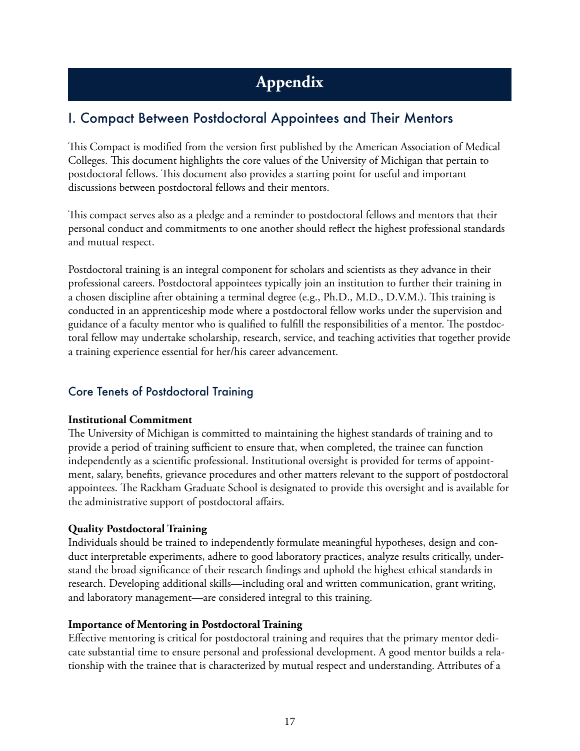# Appendix

## I. Compact Between Postdoctoral Appointees and Their Mentors

This Compact is modified from the version first published by the American Association of Medical Colleges. This document highlights the core values of the University of Michigan that pertain to postdoctoral fellows. This document also provides a starting point for useful and important discussions between postdoctoral fellows and their mentors.

This compact serves also as a pledge and a reminder to postdoctoral fellows and mentors that their personal conduct and commitments to one another should reflect the highest professional standards and mutual respect.

Postdoctoral training is an integral component for scholars and scientists as they advance in their professional careers. Postdoctoral appointees typically join an institution to further their training in a chosen discipline after obtaining a terminal degree (e.g., Ph.D., M.D., D.V.M.). This training is conducted in an apprenticeship mode where a postdoctoral fellow works under the supervision and guidance of a faculty mentor who is qualified to fulfill the responsibilities of a mentor. The postdoctoral fellow may undertake scholarship, research, service, and teaching activities that together provide a training experience essential for her/his career advancement.

### Core Tenets of Postdoctoral Training

**Institutional Commitment**
The University of Michigan is committed to maintaining the highest standards of training and to provide a period of training sufficient to ensure that, when completed, the trainee can function independently as a scientific professional. Institutional oversight is provided for terms of appointment, salary, benefits, grievance procedures and other matters relevant to the support of postdoctoral appointees. The Rackham Graduate School is designated to provide this oversight and is available for the administrative support of postdoctoral affairs.

**Quality Postdoctoral Training**
Individuals should be trained to independently formulate meaningful hypotheses, design and conduct interpretable experiments, adhere to good laboratory practices, analyze results critically, understand the broad significance of their research findings and uphold the highest ethical standards in research. Developing additional skills—including oral and written communication, grant writing, and laboratory management—are considered integral to this training.

**Importance of Mentoring in Postdoctoral Training**
Effective mentoring is critical for postdoctoral training and requires that the primary mentor dedicate substantial time to ensure personal and professional development. A good mentor builds a relationship with the trainee that is characterized by mutual respect and understanding. Attributes of a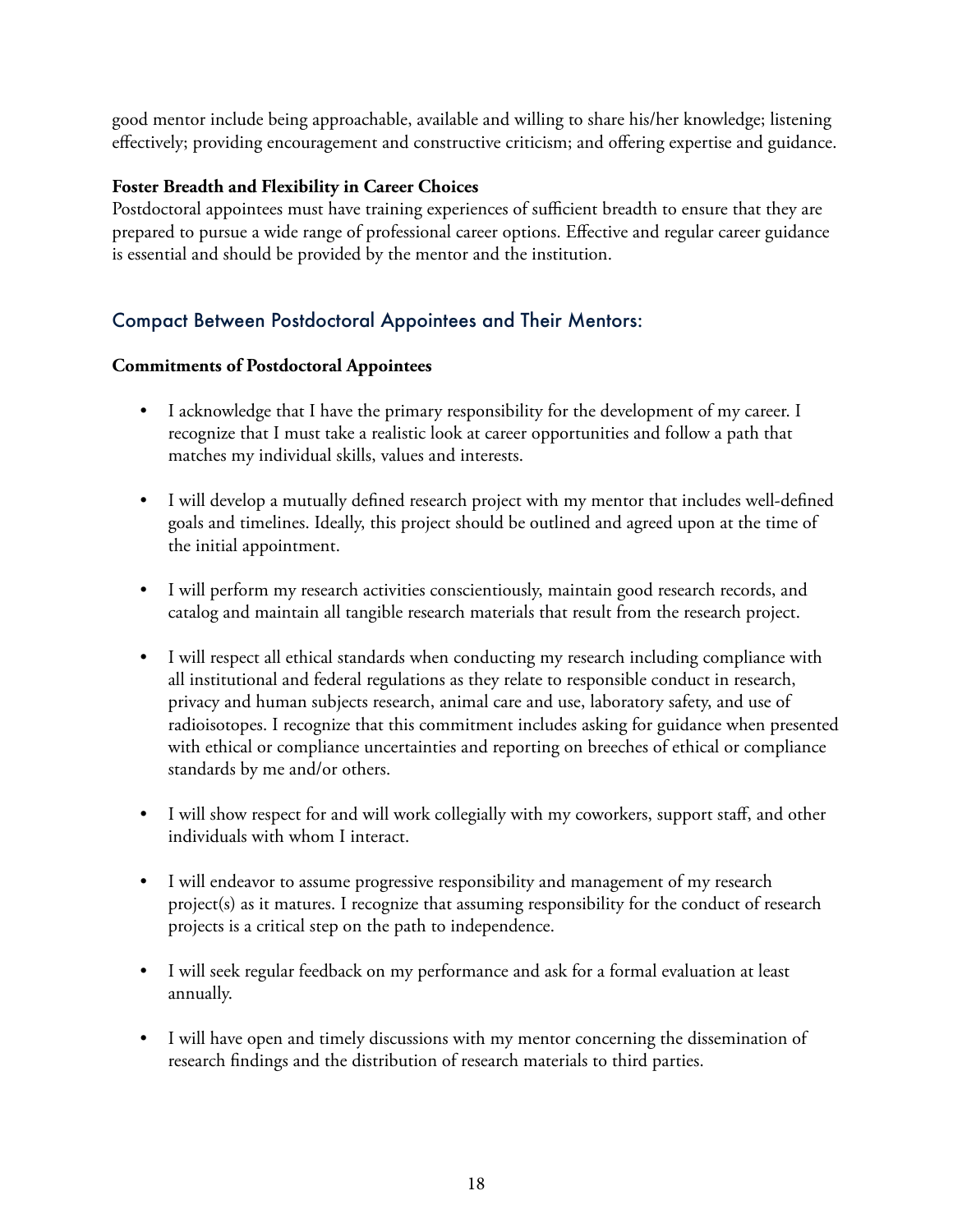good mentor include being approachable, available and willing to share his/her knowledge; listening effectively; providing encouragement and constructive criticism; and offering expertise and guidance.

**Foster Breadth and Flexibility in Career Choices**
Postdoctoral appointees must have training experiences of sufficient breadth to ensure that they are prepared to pursue a wide range of professional career options. Effective and regular career guidance is essential and should be provided by the mentor and the institution.

## Compact Between Postdoctoral Appointees and Their Mentors:

**Commitments of Postdoctoral Appointees**

- I acknowledge that I have the primary responsibility for the development of my career. I recognize that I must take a realistic look at career opportunities and follow a path that matches my individual skills, values and interests.

- I will develop a mutually defined research project with my mentor that includes well-defined goals and timelines. Ideally, this project should be outlined and agreed upon at the time of the initial appointment.

- I will perform my research activities conscientiously, maintain good research records, and catalog and maintain all tangible research materials that result from the research project.

- I will respect all ethical standards when conducting my research including compliance with all institutional and federal regulations as they relate to responsible conduct in research, privacy and human subjects research, animal care and use, laboratory safety, and use of radioisotopes. I recognize that this commitment includes asking for guidance when presented with ethical or compliance uncertainties and reporting on breeches of ethical or compliance standards by me and/or others.

- I will show respect for and will work collegially with my coworkers, support staff, and other individuals with whom I interact.

- I will endeavor to assume progressive responsibility and management of my research project(s) as it matures. I recognize that assuming responsibility for the conduct of research projects is a critical step on the path to independence.

- I will seek regular feedback on my performance and ask for a formal evaluation at least annually.

- I will have open and timely discussions with my mentor concerning the dissemination of research findings and the distribution of research materials to third parties.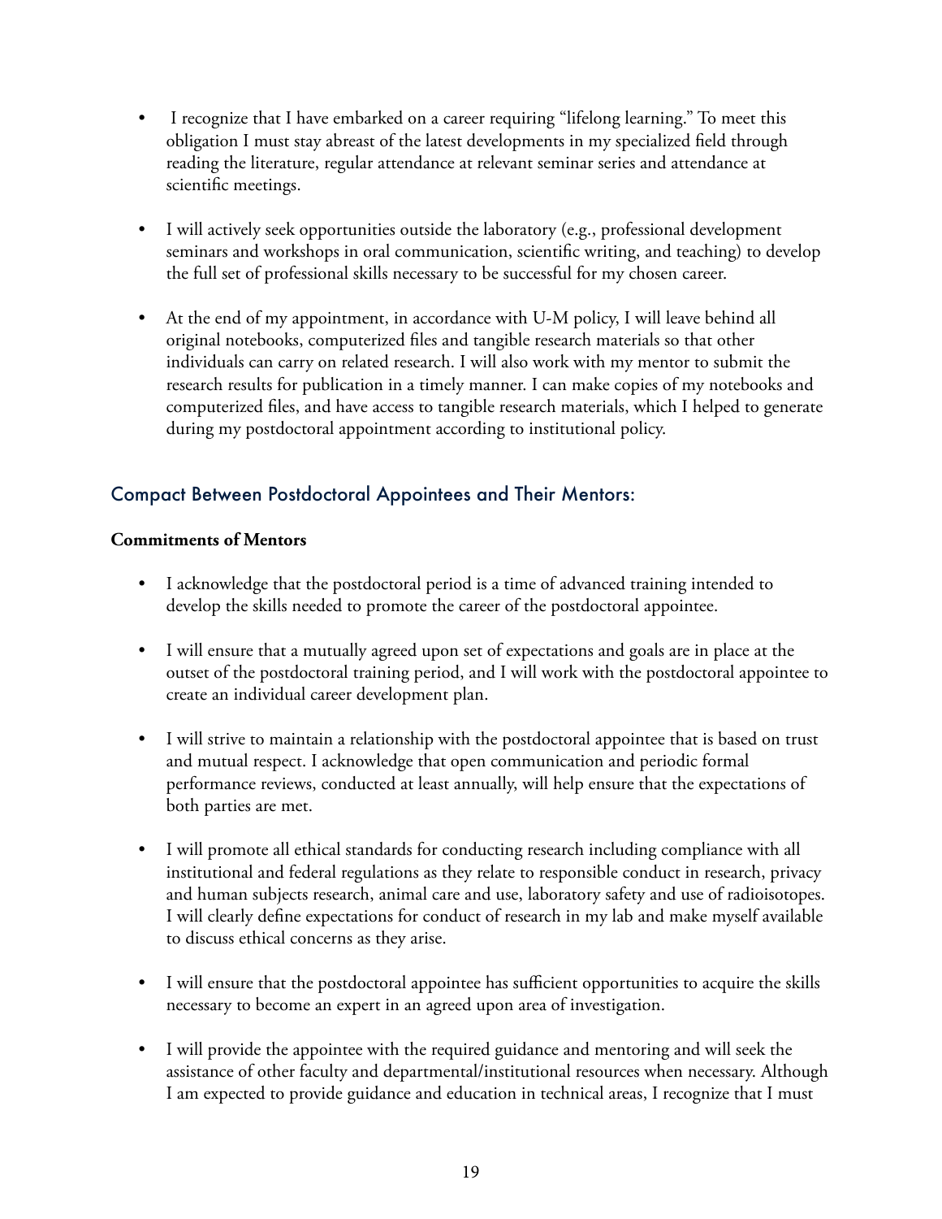- I recognize that I have embarked on a career requiring "lifelong learning." To meet this obligation I must stay abreast of the latest developments in my specialized field through reading the literature, regular attendance at relevant seminar series and attendance at scientific meetings.

- I will actively seek opportunities outside the laboratory (e.g., professional development seminars and workshops in oral communication, scientific writing, and teaching) to develop the full set of professional skills necessary to be successful for my chosen career.

- At the end of my appointment, in accordance with U-M policy, I will leave behind all original notebooks, computerized files and tangible research materials so that other individuals can carry on related research. I will also work with my mentor to submit the research results for publication in a timely manner. I can make copies of my notebooks and computerized files, and have access to tangible research materials, which I helped to generate during my postdoctoral appointment according to institutional policy.

## Compact Between Postdoctoral Appointees and Their Mentors:

**Commitments of Mentors**

- I acknowledge that the postdoctoral period is a time of advanced training intended to develop the skills needed to promote the career of the postdoctoral appointee.

- I will ensure that a mutually agreed upon set of expectations and goals are in place at the outset of the postdoctoral training period, and I will work with the postdoctoral appointee to create an individual career development plan.

- I will strive to maintain a relationship with the postdoctoral appointee that is based on trust and mutual respect. I acknowledge that open communication and periodic formal performance reviews, conducted at least annually, will help ensure that the expectations of both parties are met.

- I will promote all ethical standards for conducting research including compliance with all institutional and federal regulations as they relate to responsible conduct in research, privacy and human subjects research, animal care and use, laboratory safety and use of radioisotopes. I will clearly define expectations for conduct of research in my lab and make myself available to discuss ethical concerns as they arise.

- I will ensure that the postdoctoral appointee has sufficient opportunities to acquire the skills necessary to become an expert in an agreed upon area of investigation.

- I will provide the appointee with the required guidance and mentoring and will seek the assistance of other faculty and departmental/institutional resources when necessary. Although I am expected to provide guidance and education in technical areas, I recognize that I must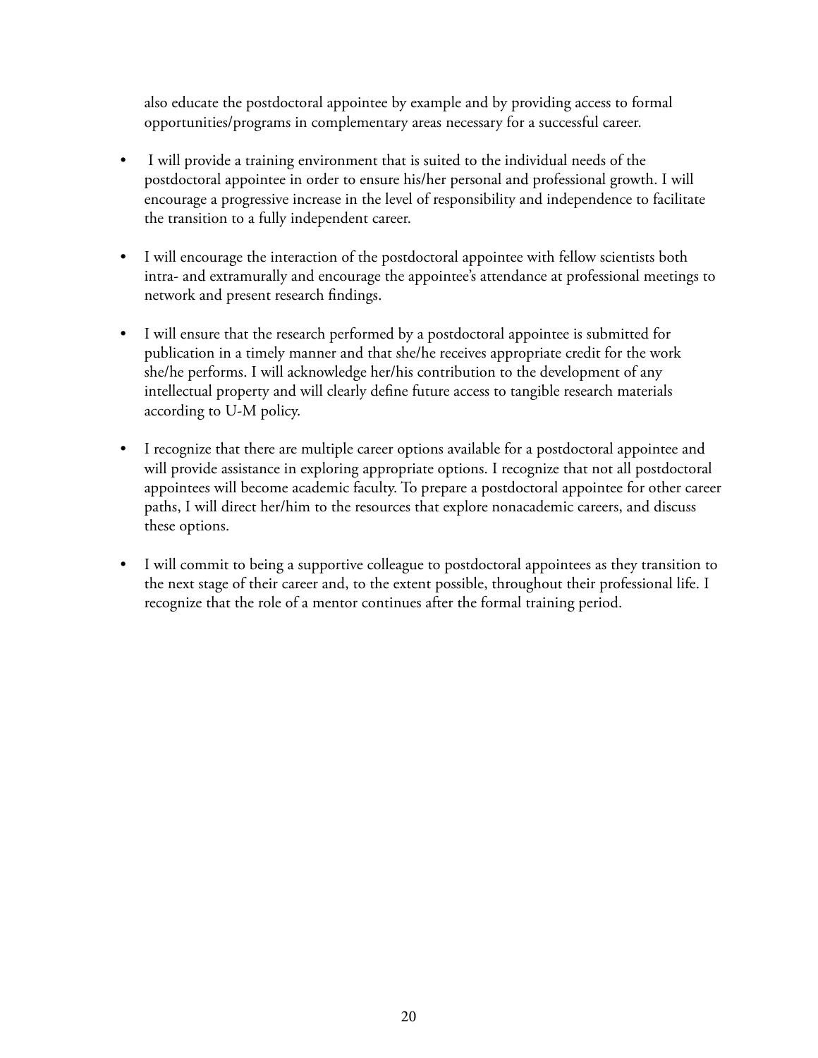also educate the postdoctoral appointee by example and by providing access to formal opportunities/programs in complementary areas necessary for a successful career.

- I will provide a training environment that is suited to the individual needs of the postdoctoral appointee in order to ensure his/her personal and professional growth. I will encourage a progressive increase in the level of responsibility and independence to facilitate the transition to a fully independent career.

- I will encourage the interaction of the postdoctoral appointee with fellow scientists both intra- and extramurally and encourage the appointee's attendance at professional meetings to network and present research findings.

- I will ensure that the research performed by a postdoctoral appointee is submitted for publication in a timely manner and that she/he receives appropriate credit for the work she/he performs. I will acknowledge her/his contribution to the development of any intellectual property and will clearly define future access to tangible research materials according to U-M policy.

- I recognize that there are multiple career options available for a postdoctoral appointee and will provide assistance in exploring appropriate options. I recognize that not all postdoctoral appointees will become academic faculty. To prepare a postdoctoral appointee for other career paths, I will direct her/him to the resources that explore nonacademic careers, and discuss these options.

- I will commit to being a supportive colleague to postdoctoral appointees as they transition to the next stage of their career and, to the extent possible, throughout their professional life. I recognize that the role of a mentor continues after the formal training period.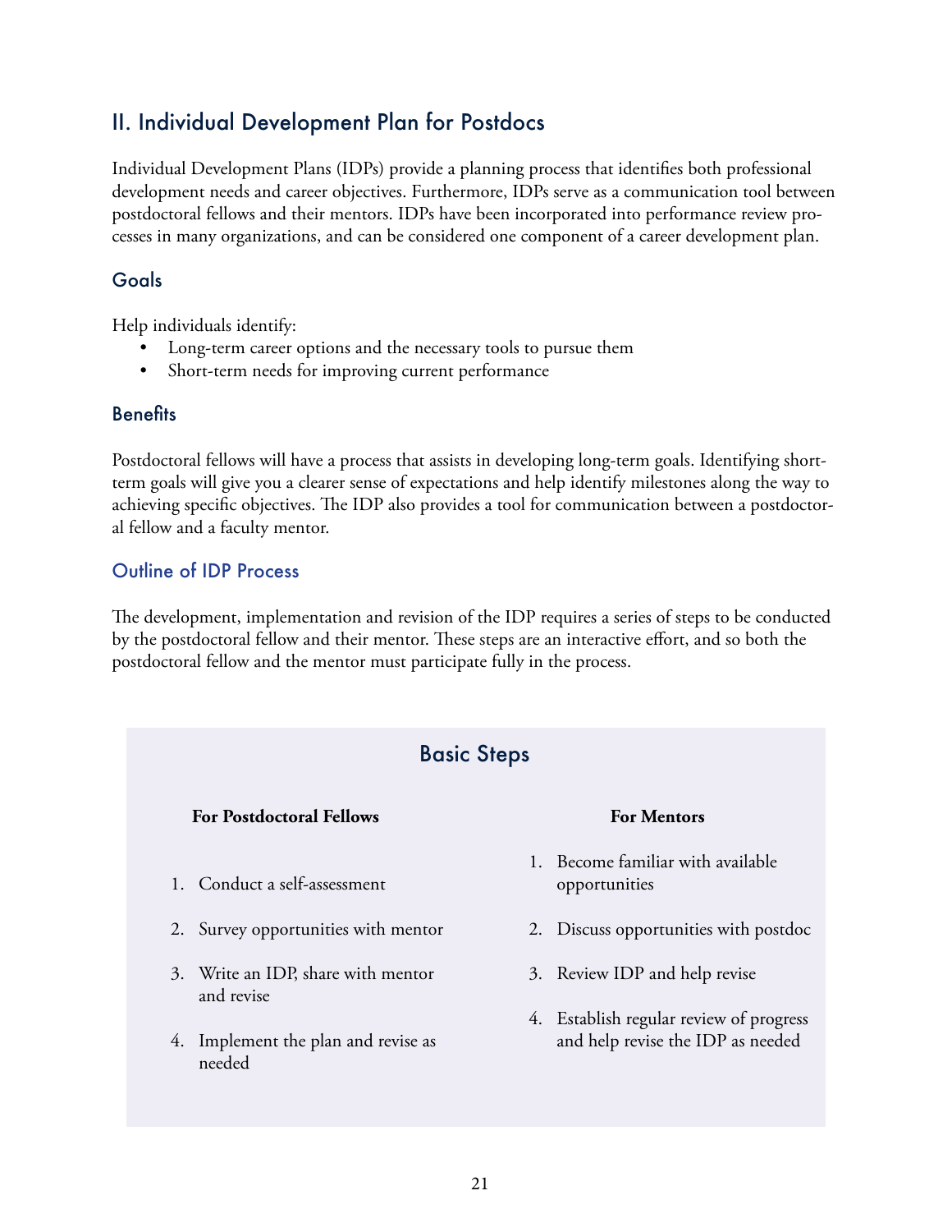## II. Individual Development Plan for Postdocs

Individual Development Plans (IDPs) provide a planning process that identifies both professional development needs and career objectives. Furthermore, IDPs serve as a communication tool between postdoctoral fellows and their mentors. IDPs have been incorporated into performance review processes in many organizations, and can be considered one component of a career development plan.

### Goals

Help individuals identify:

- Long-term career options and the necessary tools to pursue them
- Short-term needs for improving current performance

### Benefits

Postdoctoral fellows will have a process that assists in developing long-term goals. Identifying short-term goals will give you a clearer sense of expectations and help identify milestones along the way to achieving specific objectives. The IDP also provides a tool for communication between a postdoctoral fellow and a faculty mentor.

### Outline of IDP Process

The development, implementation and revision of the IDP requires a series of steps to be conducted by the postdoctoral fellow and their mentor. These steps are an interactive effort, and so both the postdoctoral fellow and the mentor must participate fully in the process.

### Basic Steps

**For Postdoctoral Fellows**

1. Conduct a self-assessment
2. Survey opportunities with mentor
3. Write an IDP, share with mentor and revise
4. Implement the plan and revise as needed

**For Mentors**

1. Become familiar with available opportunities
2. Discuss opportunities with postdoc
3. Review IDP and help revise
4. Establish regular review of progress and help revise the IDP as needed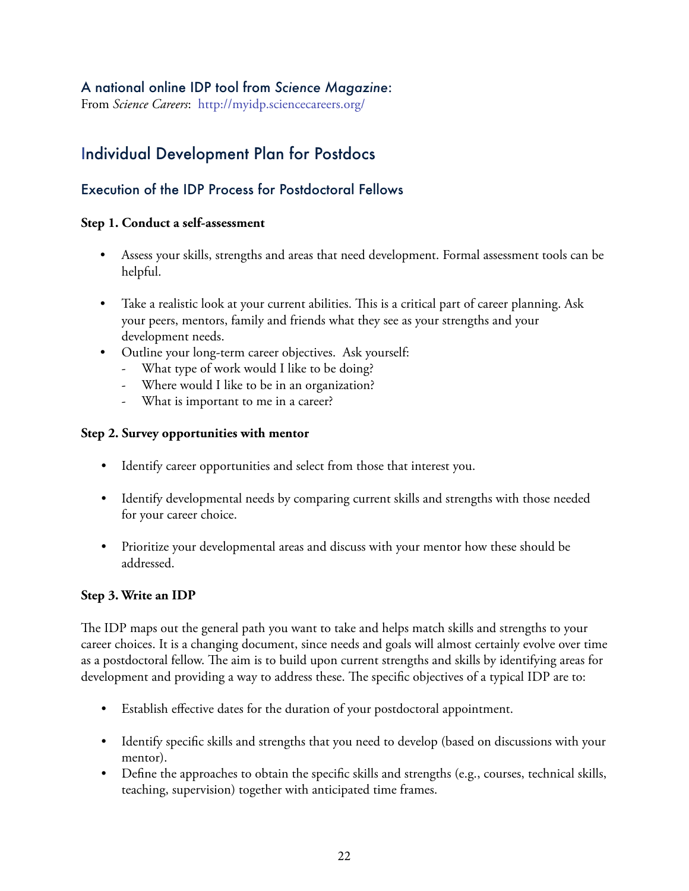### A national online IDP tool from *Science Magazine*:

From *Science Careers*: http://myidp.sciencecareers.org/

## Individual Development Plan for Postdocs

### Execution of the IDP Process for Postdoctoral Fellows

**Step 1. Conduct a self-assessment**

- Assess your skills, strengths and areas that need development. Formal assessment tools can be helpful.
- Take a realistic look at your current abilities. This is a critical part of career planning. Ask your peers, mentors, family and friends what they see as your strengths and your development needs.
- Outline your long-term career objectives. Ask yourself:
  - What type of work would I like to be doing?
  - Where would I like to be in an organization?
  - What is important to me in a career?

**Step 2. Survey opportunities with mentor**

- Identify career opportunities and select from those that interest you.
- Identify developmental needs by comparing current skills and strengths with those needed for your career choice.
- Prioritize your developmental areas and discuss with your mentor how these should be addressed.

**Step 3. Write an IDP**

The IDP maps out the general path you want to take and helps match skills and strengths to your career choices. It is a changing document, since needs and goals will almost certainly evolve over time as a postdoctoral fellow. The aim is to build upon current strengths and skills by identifying areas for development and providing a way to address these. The specific objectives of a typical IDP are to:

- Establish effective dates for the duration of your postdoctoral appointment.
- Identify specific skills and strengths that you need to develop (based on discussions with your mentor).
- Define the approaches to obtain the specific skills and strengths (e.g., courses, technical skills, teaching, supervision) together with anticipated time frames.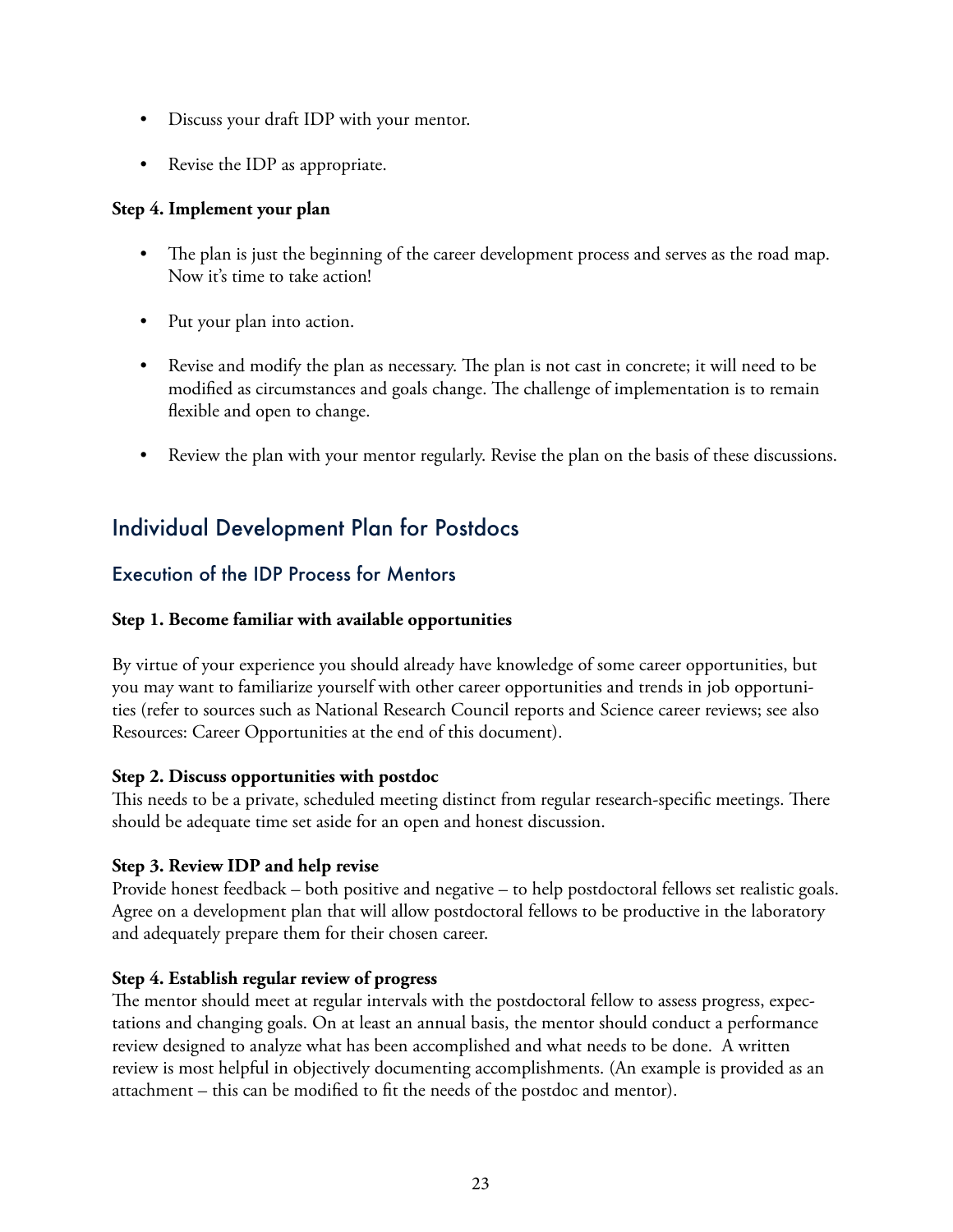- Discuss your draft IDP with your mentor.
- Revise the IDP as appropriate.

**Step 4. Implement your plan**

- The plan is just the beginning of the career development process and serves as the road map. Now it's time to take action!
- Put your plan into action.
- Revise and modify the plan as necessary. The plan is not cast in concrete; it will need to be modified as circumstances and goals change. The challenge of implementation is to remain flexible and open to change.
- Review the plan with your mentor regularly. Revise the plan on the basis of these discussions.

## Individual Development Plan for Postdocs

### Execution of the IDP Process for Mentors

**Step 1. Become familiar with available opportunities**

By virtue of your experience you should already have knowledge of some career opportunities, but you may want to familiarize yourself with other career opportunities and trends in job opportunities (refer to sources such as National Research Council reports and Science career reviews; see also Resources: Career Opportunities at the end of this document).

**Step 2. Discuss opportunities with postdoc**

This needs to be a private, scheduled meeting distinct from regular research-specific meetings. There should be adequate time set aside for an open and honest discussion.

**Step 3. Review IDP and help revise**

Provide honest feedback – both positive and negative – to help postdoctoral fellows set realistic goals. Agree on a development plan that will allow postdoctoral fellows to be productive in the laboratory and adequately prepare them for their chosen career.

**Step 4. Establish regular review of progress**

The mentor should meet at regular intervals with the postdoctoral fellow to assess progress, expectations and changing goals. On at least an annual basis, the mentor should conduct a performance review designed to analyze what has been accomplished and what needs to be done. A written review is most helpful in objectively documenting accomplishments. (An example is provided as an attachment – this can be modified to fit the needs of the postdoc and mentor).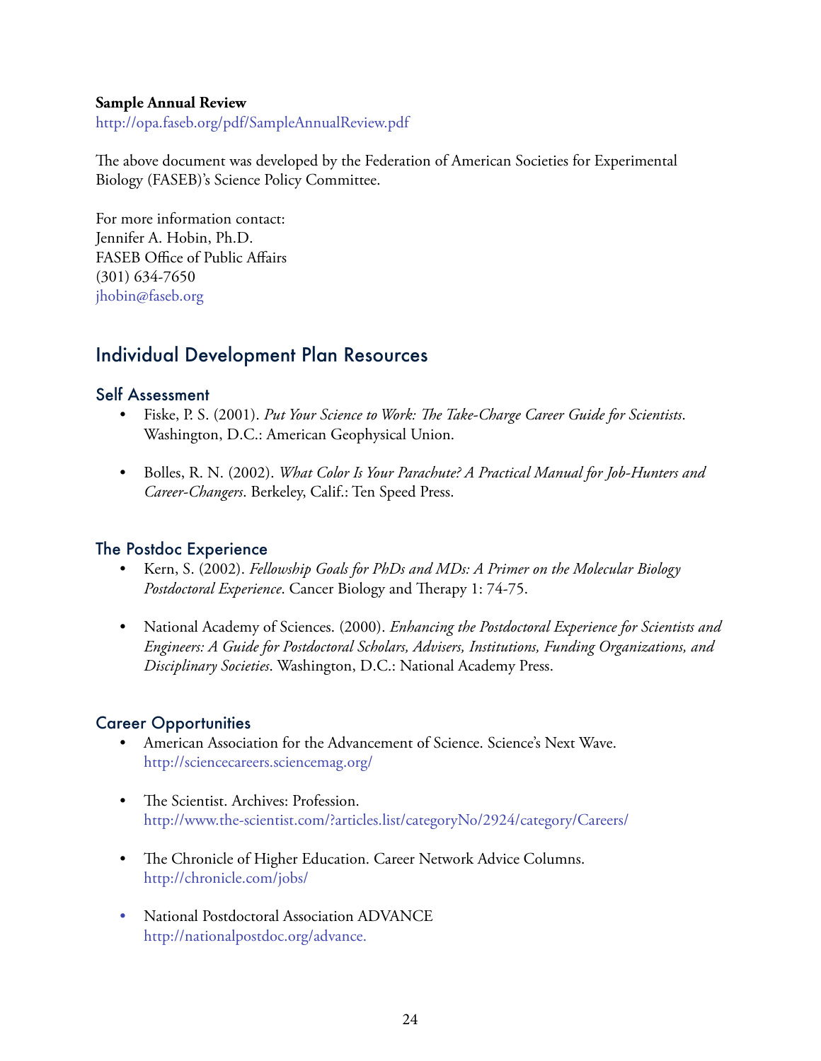**Sample Annual Review**
http://opa.faseb.org/pdf/SampleAnnualReview.pdf

The above document was developed by the Federation of American Societies for Experimental Biology (FASEB)'s Science Policy Committee.

For more information contact:
Jennifer A. Hobin, Ph.D.
FASEB Office of Public Affairs
(301) 634-7650
jhobin@faseb.org

## Individual Development Plan Resources

### Self Assessment

- Fiske, P. S. (2001). *Put Your Science to Work: The Take-Charge Career Guide for Scientists*. Washington, D.C.: American Geophysical Union.

- Bolles, R. N. (2002). *What Color Is Your Parachute? A Practical Manual for Job-Hunters and Career-Changers*. Berkeley, Calif.: Ten Speed Press.

### The Postdoc Experience

- Kern, S. (2002). *Fellowship Goals for PhDs and MDs: A Primer on the Molecular Biology Postdoctoral Experience*. Cancer Biology and Therapy 1: 74-75.

- National Academy of Sciences. (2000). *Enhancing the Postdoctoral Experience for Scientists and Engineers: A Guide for Postdoctoral Scholars, Advisers, Institutions, Funding Organizations, and Disciplinary Societies*. Washington, D.C.: National Academy Press.

### Career Opportunities

- American Association for the Advancement of Science. Science's Next Wave.
  http://sciencecareers.sciencemag.org/

- The Scientist. Archives: Profession.
  http://www.the-scientist.com/?articles.list/categoryNo/2924/category/Careers/

- The Chronicle of Higher Education. Career Network Advice Columns.
  http://chronicle.com/jobs/

- National Postdoctoral Association ADVANCE
  http://nationalpostdoc.org/advance.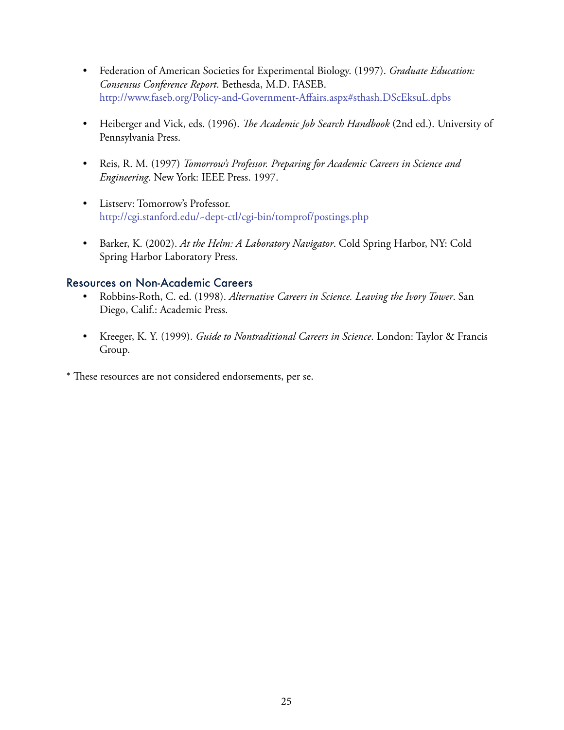- Federation of American Societies for Experimental Biology. (1997). *Graduate Education: Consensus Conference Report*. Bethesda, M.D. FASEB. http://www.faseb.org/Policy-and-Government-Affairs.aspx#sthash.DScEksuL.dpbs

- Heiberger and Vick, eds. (1996). *The Academic Job Search Handbook* (2nd ed.). University of Pennsylvania Press.

- Reis, R. M. (1997) *Tomorrow's Professor. Preparing for Academic Careers in Science and Engineering*. New York: IEEE Press. 1997.

- Listserv: Tomorrow's Professor. http://cgi.stanford.edu/~dept-ctl/cgi-bin/tomprof/postings.php

- Barker, K. (2002). *At the Helm: A Laboratory Navigator*. Cold Spring Harbor, NY: Cold Spring Harbor Laboratory Press.

### Resources on Non-Academic Careers

- Robbins-Roth, C. ed. (1998). *Alternative Careers in Science. Leaving the Ivory Tower*. San Diego, Calif.: Academic Press.

- Kreeger, K. Y. (1999). *Guide to Nontraditional Careers in Science*. London: Taylor & Francis Group.

* These resources are not considered endorsements, per se.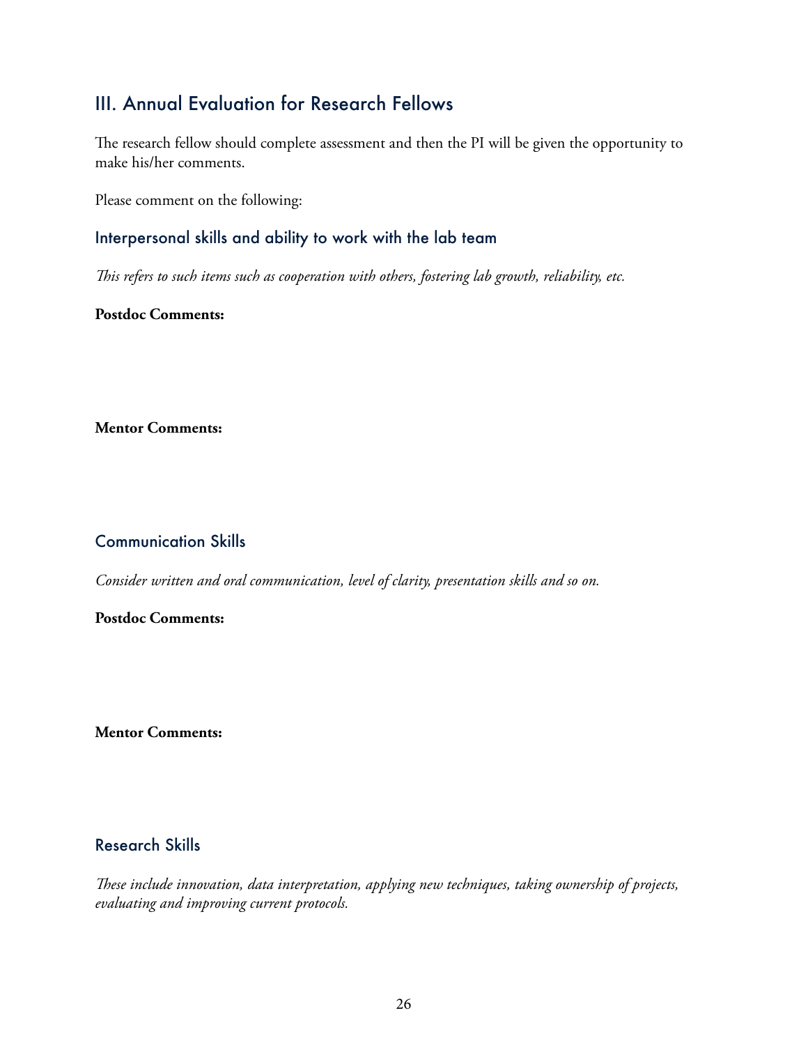## III. Annual Evaluation for Research Fellows

The research fellow should complete assessment and then the PI will be given the opportunity to make his/her comments.

Please comment on the following:

### Interpersonal skills and ability to work with the lab team

*This refers to such items such as cooperation with others, fostering lab growth, reliability, etc.*

**Postdoc Comments:**

**Mentor Comments:**

### Communication Skills

*Consider written and oral communication, level of clarity, presentation skills and so on.*

**Postdoc Comments:**

**Mentor Comments:**

### Research Skills

*These include innovation, data interpretation, applying new techniques, taking ownership of projects, evaluating and improving current protocols.*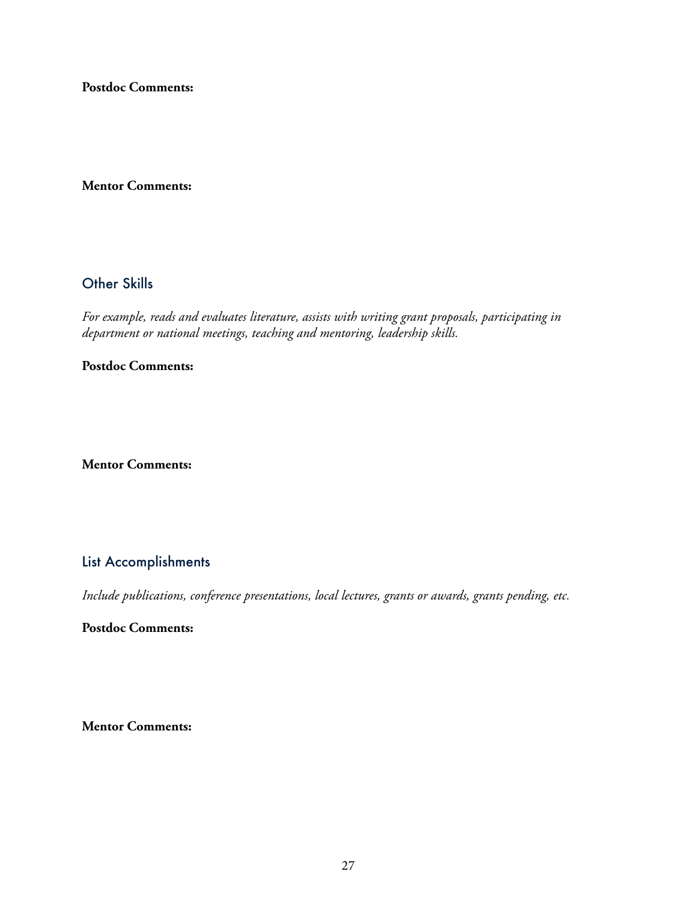**Postdoc Comments:**

**Mentor Comments:**

## Other Skills

*For example, reads and evaluates literature, assists with writing grant proposals, participating in department or national meetings, teaching and mentoring, leadership skills.*

**Postdoc Comments:**

**Mentor Comments:**

## List Accomplishments

*Include publications, conference presentations, local lectures, grants or awards, grants pending, etc.*

**Postdoc Comments:**

**Mentor Comments:**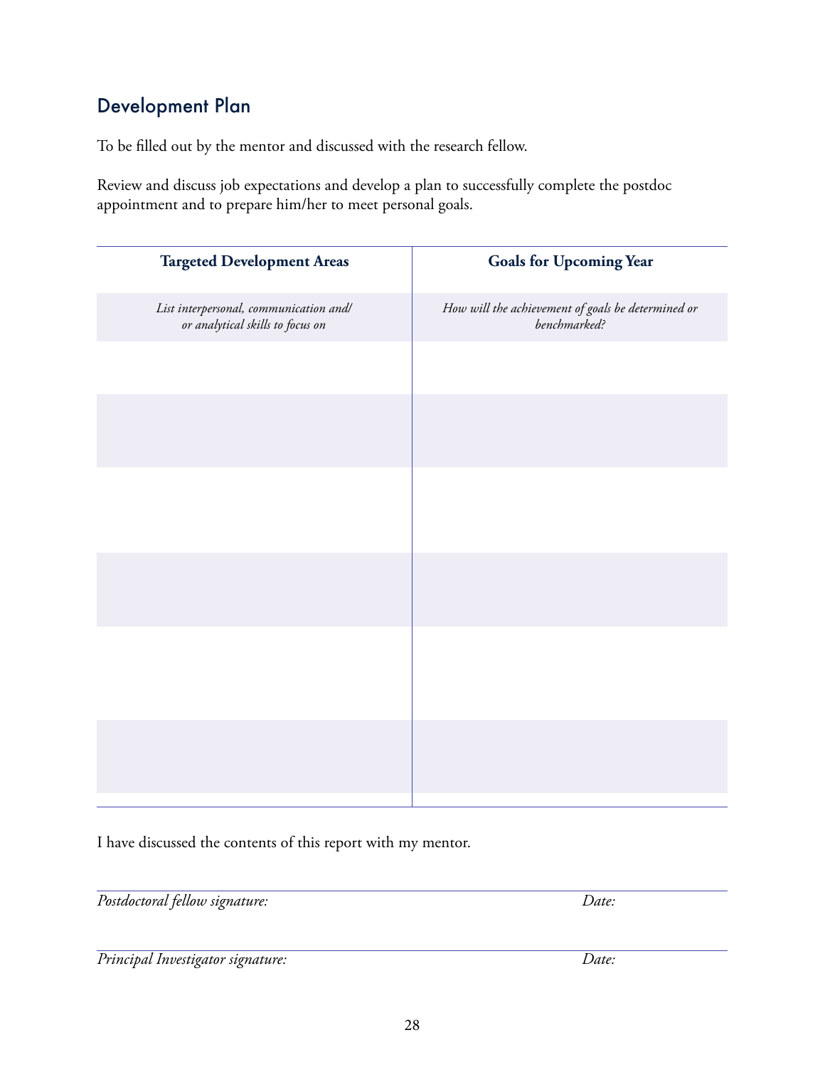## Development Plan

To be filled out by the mentor and discussed with the research fellow.

Review and discuss job expectations and develop a plan to successfully complete the postdoc appointment and to prepare him/her to meet personal goals.

| **Targeted Development Areas** | **Goals for Upcoming Year** |
|---|---|
| *List interpersonal, communication and/ or analytical skills to focus on* | *How will the achievement of goals be determined or benchmarked?* |
| | |
| | |
| | |
| | |
| | |
| | |

I have discussed the contents of this report with my mentor.

*Postdoctoral fellow signature:* *Date:*

*Principal Investigator signature:* *Date:*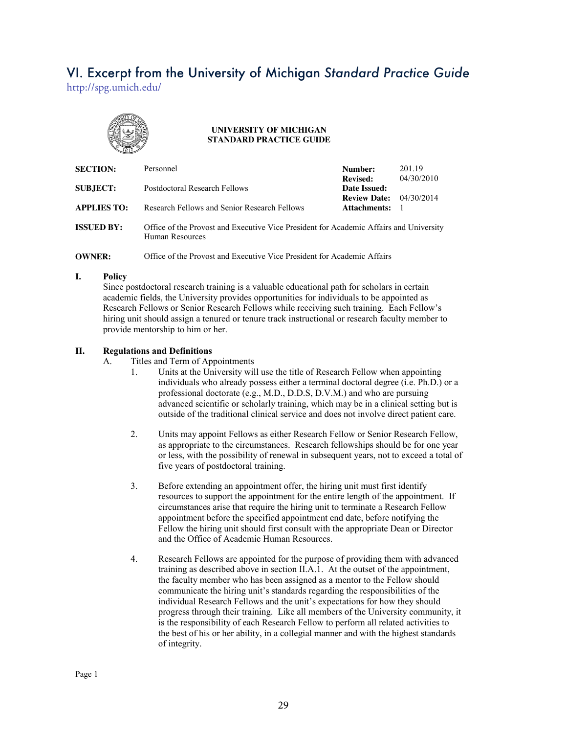# VI. Excerpt from the University of Michigan *Standard Practice Guide*

http://spg.umich.edu/

**UNIVERSITY OF MICHIGAN**
**STANDARD PRACTICE GUIDE**

| | | | |
|---|---|---|---|
| **SECTION:** | Personnel | **Number:** | 201.19 |
| **SUBJECT:** | Postdoctoral Research Fellows | **Revised:** | 04/30/2010 |
| | | **Date Issued:** | |
| **APPLIES TO:** | Research Fellows and Senior Research Fellows | **Review Date:** | 04/30/2014 |
| | | **Attachments:** | 1 |
| **ISSUED BY:** | Office of the Provost and Executive Vice President for Academic Affairs and University Human Resources | | |
| **OWNER:** | Office of the Provost and Executive Vice President for Academic Affairs | | |

**I. Policy**

Since postdoctoral research training is a valuable educational path for scholars in certain academic fields, the University provides opportunities for individuals to be appointed as Research Fellows or Senior Research Fellows while receiving such training. Each Fellow's hiring unit should assign a tenured or tenure track instructional or research faculty member to provide mentorship to him or her.

**II. Regulations and Definitions**

A. Titles and Term of Appointments

1. Units at the University will use the title of Research Fellow when appointing individuals who already possess either a terminal doctoral degree (i.e. Ph.D.) or a professional doctorate (e.g., M.D., D.D.S, D.V.M.) and who are pursuing advanced scientific or scholarly training, which may be in a clinical setting but is outside of the traditional clinical service and does not involve direct patient care.

2. Units may appoint Fellows as either Research Fellow or Senior Research Fellow, as appropriate to the circumstances. Research fellowships should be for one year or less, with the possibility of renewal in subsequent years, not to exceed a total of five years of postdoctoral training.

3. Before extending an appointment offer, the hiring unit must first identify resources to support the appointment for the entire length of the appointment. If circumstances arise that require the hiring unit to terminate a Research Fellow appointment before the specified appointment end date, before notifying the Fellow the hiring unit should first consult with the appropriate Dean or Director and the Office of Academic Human Resources.

4. Research Fellows are appointed for the purpose of providing them with advanced training as described above in section II.A.1. At the outset of the appointment, the faculty member who has been assigned as a mentor to the Fellow should communicate the hiring unit's standards regarding the responsibilities of the individual Research Fellows and the unit's expectations for how they should progress through their training. Like all members of the University community, it is the responsibility of each Research Fellow to perform all related activities to the best of his or her ability, in a collegial manner and with the highest standards of integrity.

Page 1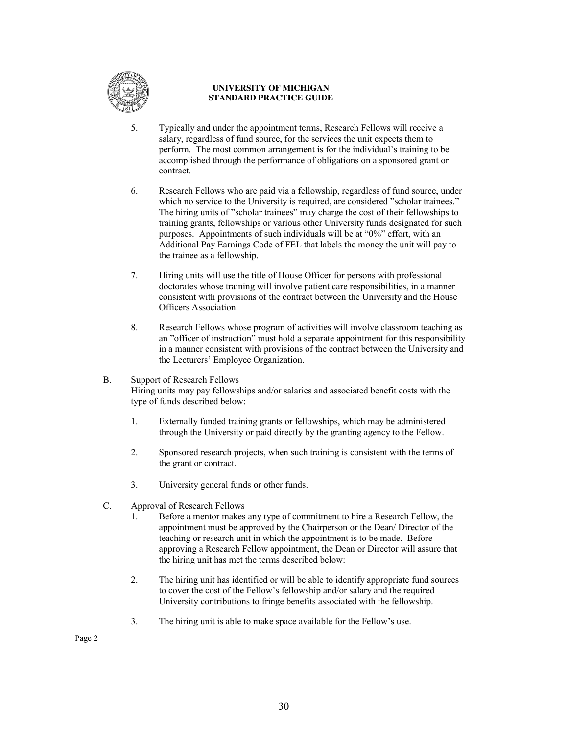5. Typically and under the appointment terms, Research Fellows will receive a salary, regardless of fund source, for the services the unit expects them to perform. The most common arrangement is for the individual's training to be accomplished through the performance of obligations on a sponsored grant or contract.

6. Research Fellows who are paid via a fellowship, regardless of fund source, under which no service to the University is required, are considered "scholar trainees." The hiring units of "scholar trainees" may charge the cost of their fellowships to training grants, fellowships or various other University funds designated for such purposes. Appointments of such individuals will be at "0%" effort, with an Additional Pay Earnings Code of FEL that labels the money the unit will pay to the trainee as a fellowship.

7. Hiring units will use the title of House Officer for persons with professional doctorates whose training will involve patient care responsibilities, in a manner consistent with provisions of the contract between the University and the House Officers Association.

8. Research Fellows whose program of activities will involve classroom teaching as an "officer of instruction" must hold a separate appointment for this responsibility in a manner consistent with provisions of the contract between the University and the Lecturers' Employee Organization.

B. Support of Research Fellows

Hiring units may pay fellowships and/or salaries and associated benefit costs with the type of funds described below:

1. Externally funded training grants or fellowships, which may be administered through the University or paid directly by the granting agency to the Fellow.

2. Sponsored research projects, when such training is consistent with the terms of the grant or contract.

3. University general funds or other funds.

C. Approval of Research Fellows

1. Before a mentor makes any type of commitment to hire a Research Fellow, the appointment must be approved by the Chairperson or the Dean/ Director of the teaching or research unit in which the appointment is to be made. Before approving a Research Fellow appointment, the Dean or Director will assure that the hiring unit has met the terms described below:

2. The hiring unit has identified or will be able to identify appropriate fund sources to cover the cost of the Fellow's fellowship and/or salary and the required University contributions to fringe benefits associated with the fellowship.

3. The hiring unit is able to make space available for the Fellow's use.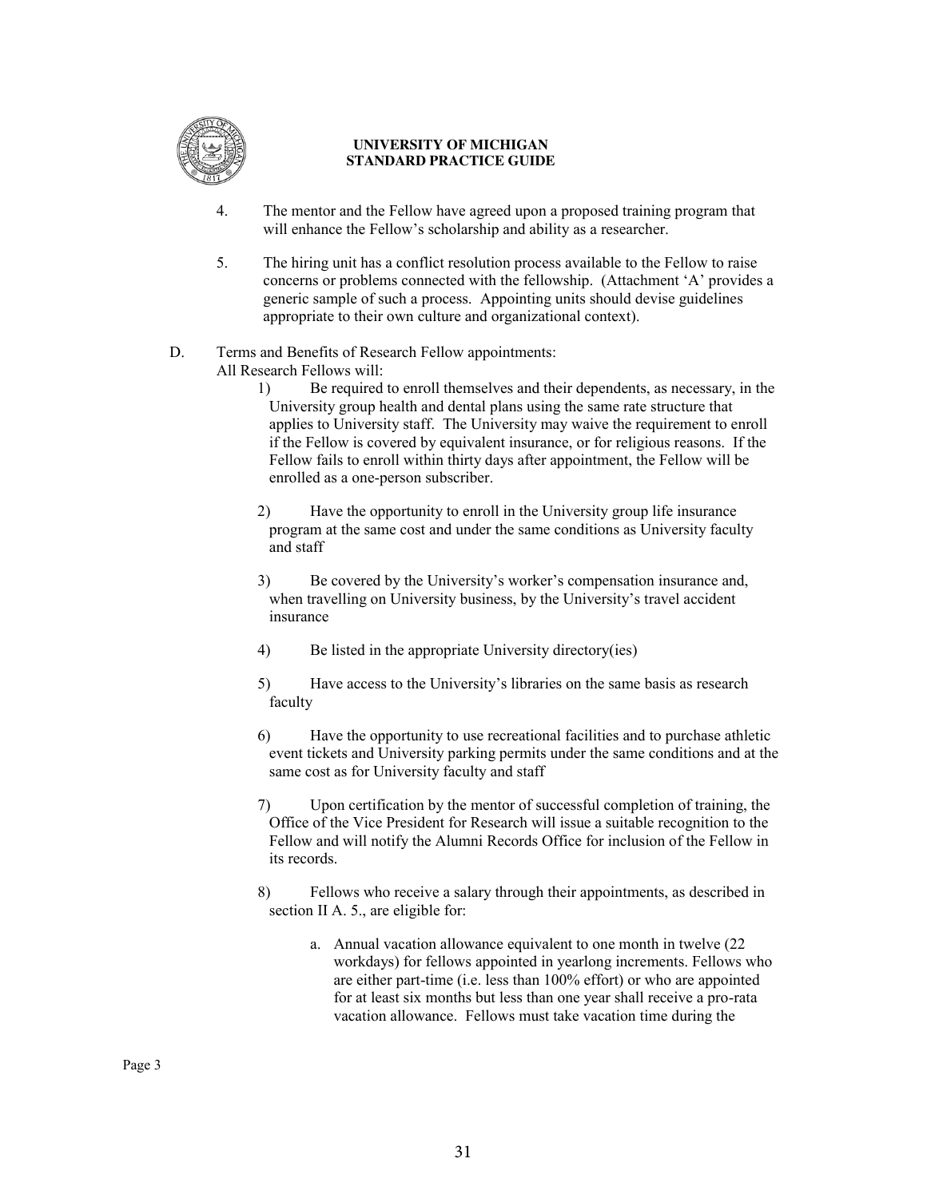4. The mentor and the Fellow have agreed upon a proposed training program that will enhance the Fellow's scholarship and ability as a researcher.

5. The hiring unit has a conflict resolution process available to the Fellow to raise concerns or problems connected with the fellowship. (Attachment 'A' provides a generic sample of such a process. Appointing units should devise guidelines appropriate to their own culture and organizational context).

D. Terms and Benefits of Research Fellow appointments:
All Research Fellows will:

1) Be required to enroll themselves and their dependents, as necessary, in the University group health and dental plans using the same rate structure that applies to University staff. The University may waive the requirement to enroll if the Fellow is covered by equivalent insurance, or for religious reasons. If the Fellow fails to enroll within thirty days after appointment, the Fellow will be enrolled as a one-person subscriber.

2) Have the opportunity to enroll in the University group life insurance program at the same cost and under the same conditions as University faculty and staff

3) Be covered by the University's worker's compensation insurance and, when travelling on University business, by the University's travel accident insurance

4) Be listed in the appropriate University directory(ies)

5) Have access to the University's libraries on the same basis as research faculty

6) Have the opportunity to use recreational facilities and to purchase athletic event tickets and University parking permits under the same conditions and at the same cost as for University faculty and staff

7) Upon certification by the mentor of successful completion of training, the Office of the Vice President for Research will issue a suitable recognition to the Fellow and will notify the Alumni Records Office for inclusion of the Fellow in its records.

8) Fellows who receive a salary through their appointments, as described in section II A. 5., are eligible for:

   a. Annual vacation allowance equivalent to one month in twelve (22 workdays) for fellows appointed in yearlong increments. Fellows who are either part-time (i.e. less than 100% effort) or who are appointed for at least six months but less than one year shall receive a pro-rata vacation allowance. Fellows must take vacation time during the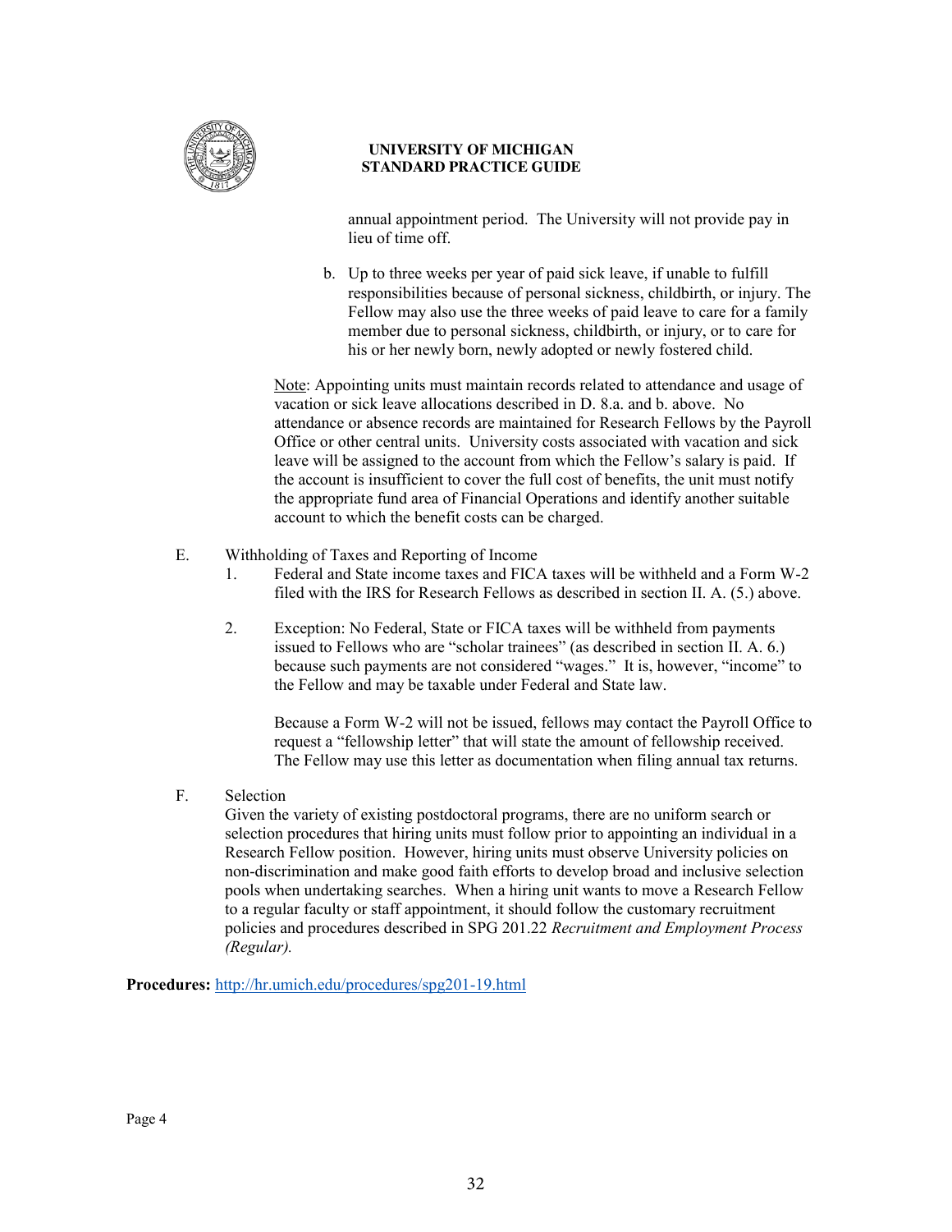annual appointment period. The University will not provide pay in lieu of time off.

b. Up to three weeks per year of paid sick leave, if unable to fulfill responsibilities because of personal sickness, childbirth, or injury. The Fellow may also use the three weeks of paid leave to care for a family member due to personal sickness, childbirth, or injury, or to care for his or her newly born, newly adopted or newly fostered child.

Note: Appointing units must maintain records related to attendance and usage of vacation or sick leave allocations described in D. 8.a. and b. above. No attendance or absence records are maintained for Research Fellows by the Payroll Office or other central units. University costs associated with vacation and sick leave will be assigned to the account from which the Fellow's salary is paid. If the account is insufficient to cover the full cost of benefits, the unit must notify the appropriate fund area of Financial Operations and identify another suitable account to which the benefit costs can be charged.

E. Withholding of Taxes and Reporting of Income

1. Federal and State income taxes and FICA taxes will be withheld and a Form W-2 filed with the IRS for Research Fellows as described in section II. A. (5.) above.

2. Exception: No Federal, State or FICA taxes will be withheld from payments issued to Fellows who are "scholar trainees" (as described in section II. A. 6.) because such payments are not considered "wages." It is, however, "income" to the Fellow and may be taxable under Federal and State law.

   Because a Form W-2 will not be issued, fellows may contact the Payroll Office to request a "fellowship letter" that will state the amount of fellowship received. The Fellow may use this letter as documentation when filing annual tax returns.

F. Selection

Given the variety of existing postdoctoral programs, there are no uniform search or selection procedures that hiring units must follow prior to appointing an individual in a Research Fellow position. However, hiring units must observe University policies on non-discrimination and make good faith efforts to develop broad and inclusive selection pools when undertaking searches. When a hiring unit wants to move a Research Fellow to a regular faculty or staff appointment, it should follow the customary recruitment policies and procedures described in SPG 201.22 *Recruitment and Employment Process (Regular).*

**Procedures:** http://hr.umich.edu/procedures/spg201-19.html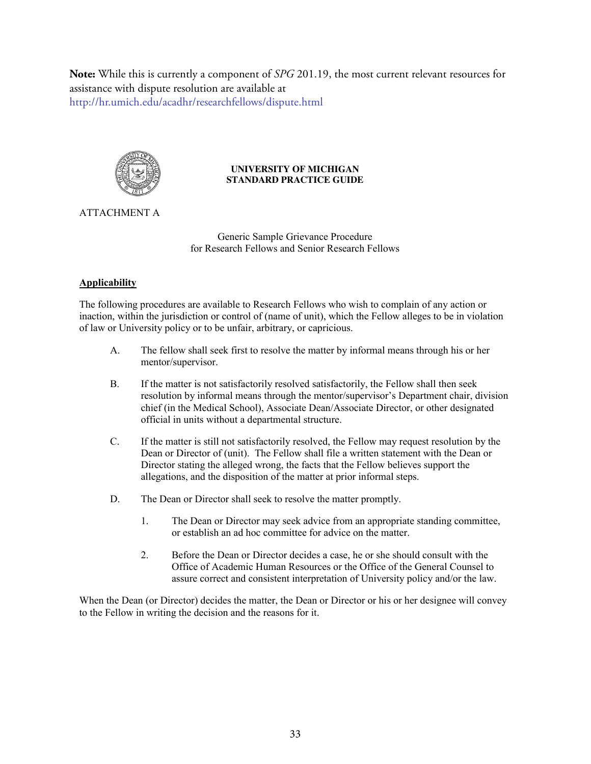**Note:** While this is currently a component of *SPG* 201.19, the most current relevant resources for assistance with dispute resolution are available at http://hr.umich.edu/acadhr/researchfellows/dispute.html

**UNIVERSITY OF MICHIGAN**
**STANDARD PRACTICE GUIDE**

ATTACHMENT A

Generic Sample Grievance Procedure
for Research Fellows and Senior Research Fellows

**Applicability**

The following procedures are available to Research Fellows who wish to complain of any action or inaction, within the jurisdiction or control of (name of unit), which the Fellow alleges to be in violation of law or University policy or to be unfair, arbitrary, or capricious.

A. The fellow shall seek first to resolve the matter by informal means through his or her mentor/supervisor.

B. If the matter is not satisfactorily resolved satisfactorily, the Fellow shall then seek resolution by informal means through the mentor/supervisor's Department chair, division chief (in the Medical School), Associate Dean/Associate Director, or other designated official in units without a departmental structure.

C. If the matter is still not satisfactorily resolved, the Fellow may request resolution by the Dean or Director of (unit). The Fellow shall file a written statement with the Dean or Director stating the alleged wrong, the facts that the Fellow believes support the allegations, and the disposition of the matter at prior informal steps.

D. The Dean or Director shall seek to resolve the matter promptly.

   1. The Dean or Director may seek advice from an appropriate standing committee, or establish an ad hoc committee for advice on the matter.

   2. Before the Dean or Director decides a case, he or she should consult with the Office of Academic Human Resources or the Office of the General Counsel to assure correct and consistent interpretation of University policy and/or the law.

When the Dean (or Director) decides the matter, the Dean or Director or his or her designee will convey to the Fellow in writing the decision and the reasons for it.